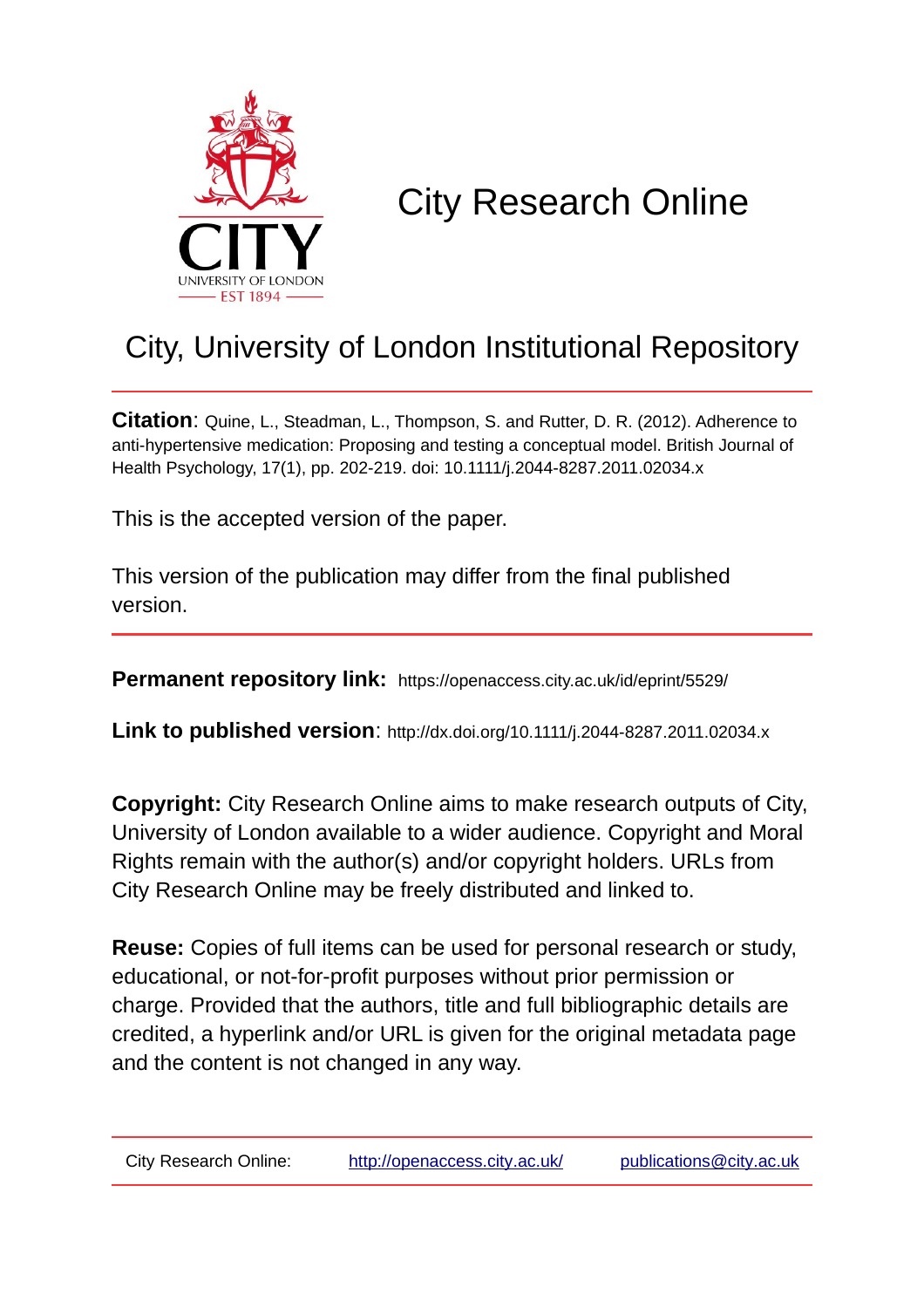# City Research Online

## City, University of London Institutional Repository

**Citation**: Quine, L., Steadman, L., Thompson, S. and Rutter, D. R. (2012). Adherence to anti-hypertensive medication: Proposing and testing a conceptual model. British Journal of Health Psychology, 17(1), pp. 202-219. doi: 10.1111/j.2044-8287.2011.02034.x

This is the accepted version of the paper.

This version of the publication may differ from the final published version.

**Permanent repository link:** https://openaccess.city.ac.uk/id/eprint/5529/

**Link to published version**: http://dx.doi.org/10.1111/j.2044-8287.2011.02034.x

**Copyright:** City Research Online aims to make research outputs of City, University of London available to a wider audience. Copyright and Moral Rights remain with the author(s) and/or copyright holders. URLs from City Research Online may be freely distributed and linked to.

**Reuse:** Copies of full items can be used for personal research or study, educational, or not-for-profit purposes without prior permission or charge. Provided that the authors, title and full bibliographic details are credited, a hyperlink and/or URL is given for the original metadata page and the content is not changed in any way.

City Research Online: http://openaccess.city.ac.uk/ publications@city.ac.uk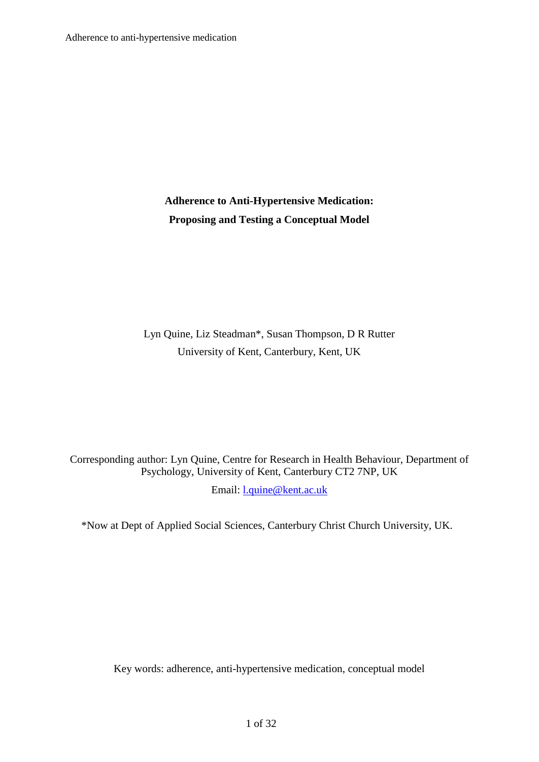# Adherence to Anti-Hypertensive Medication: Proposing and Testing a Conceptual Model

Lyn Quine, Liz Steadman*, Susan Thompson, D R Rutter

University of Kent, Canterbury, Kent, UK

Corresponding author: Lyn Quine, Centre for Research in Health Behaviour, Department of Psychology, University of Kent, Canterbury CT2 7NP, UK

Email: l.quine@kent.ac.uk

*Now at Dept of Applied Social Sciences, Canterbury Christ Church University, UK.

Key words: adherence, anti-hypertensive medication, conceptual model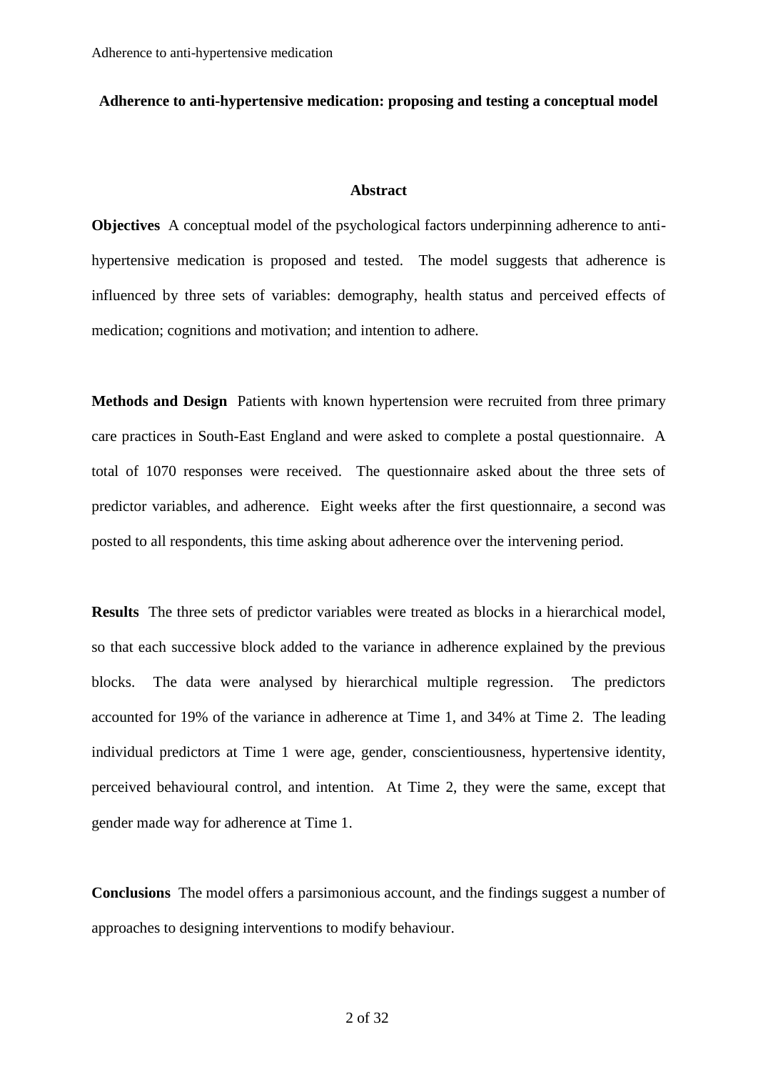**Adherence to anti-hypertensive medication: proposing and testing a conceptual model**

**Abstract**

**Objectives** A conceptual model of the psychological factors underpinning adherence to anti-hypertensive medication is proposed and tested. The model suggests that adherence is influenced by three sets of variables: demography, health status and perceived effects of medication; cognitions and motivation; and intention to adhere.

**Methods and Design** Patients with known hypertension were recruited from three primary care practices in South-East England and were asked to complete a postal questionnaire. A total of 1070 responses were received. The questionnaire asked about the three sets of predictor variables, and adherence. Eight weeks after the first questionnaire, a second was posted to all respondents, this time asking about adherence over the intervening period.

**Results** The three sets of predictor variables were treated as blocks in a hierarchical model, so that each successive block added to the variance in adherence explained by the previous blocks. The data were analysed by hierarchical multiple regression. The predictors accounted for 19% of the variance in adherence at Time 1, and 34% at Time 2. The leading individual predictors at Time 1 were age, gender, conscientiousness, hypertensive identity, perceived behavioural control, and intention. At Time 2, they were the same, except that gender made way for adherence at Time 1.

**Conclusions** The model offers a parsimonious account, and the findings suggest a number of approaches to designing interventions to modify behaviour.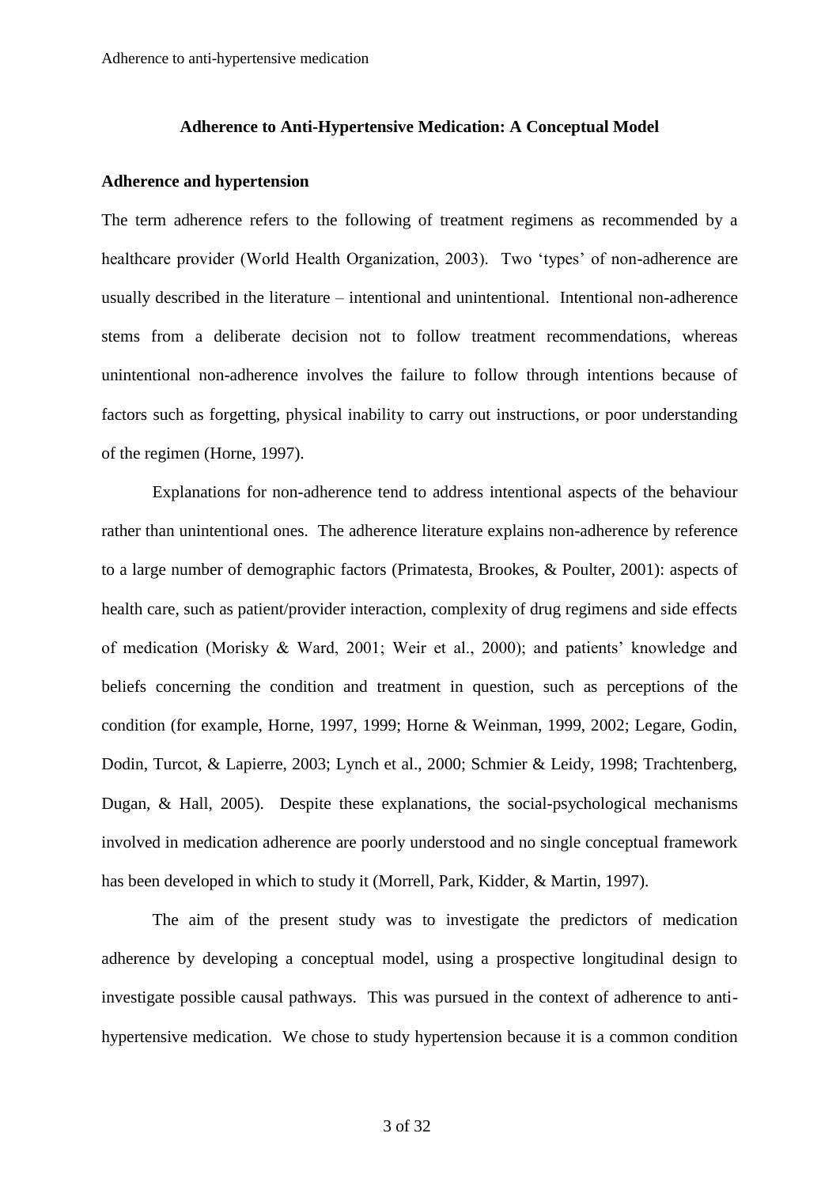## Adherence to Anti-Hypertensive Medication: A Conceptual Model

### Adherence and hypertension

The term adherence refers to the following of treatment regimens as recommended by a healthcare provider (World Health Organization, 2003). Two 'types' of non-adherence are usually described in the literature – intentional and unintentional. Intentional non-adherence stems from a deliberate decision not to follow treatment recommendations, whereas unintentional non-adherence involves the failure to follow through intentions because of factors such as forgetting, physical inability to carry out instructions, or poor understanding of the regimen (Horne, 1997).

Explanations for non-adherence tend to address intentional aspects of the behaviour rather than unintentional ones. The adherence literature explains non-adherence by reference to a large number of demographic factors (Primatesta, Brookes, & Poulter, 2001): aspects of health care, such as patient/provider interaction, complexity of drug regimens and side effects of medication (Morisky & Ward, 2001; Weir et al., 2000); and patients' knowledge and beliefs concerning the condition and treatment in question, such as perceptions of the condition (for example, Horne, 1997, 1999; Horne & Weinman, 1999, 2002; Legare, Godin, Dodin, Turcot, & Lapierre, 2003; Lynch et al., 2000; Schmier & Leidy, 1998; Trachtenberg, Dugan, & Hall, 2005). Despite these explanations, the social-psychological mechanisms involved in medication adherence are poorly understood and no single conceptual framework has been developed in which to study it (Morrell, Park, Kidder, & Martin, 1997).

The aim of the present study was to investigate the predictors of medication adherence by developing a conceptual model, using a prospective longitudinal design to investigate possible causal pathways. This was pursued in the context of adherence to anti-hypertensive medication. We chose to study hypertension because it is a common condition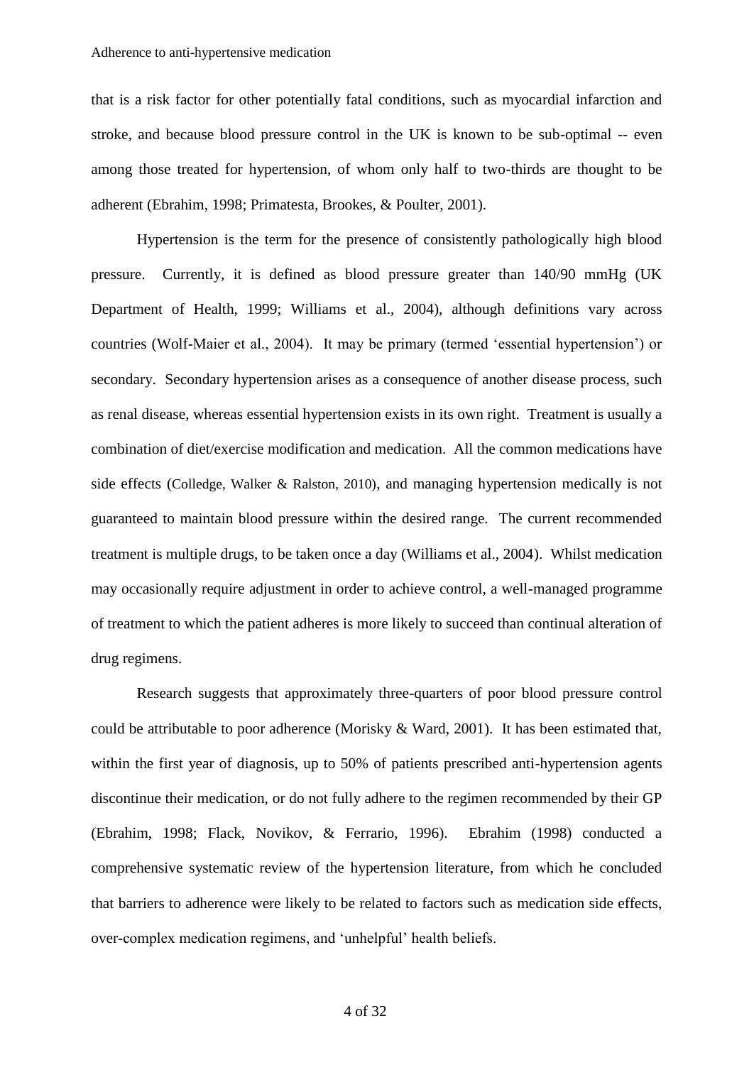that is a risk factor for other potentially fatal conditions, such as myocardial infarction and stroke, and because blood pressure control in the UK is known to be sub-optimal -- even among those treated for hypertension, of whom only half to two-thirds are thought to be adherent (Ebrahim, 1998; Primatesta, Brookes, & Poulter, 2001).

Hypertension is the term for the presence of consistently pathologically high blood pressure. Currently, it is defined as blood pressure greater than 140/90 mmHg (UK Department of Health, 1999; Williams et al., 2004), although definitions vary across countries (Wolf-Maier et al., 2004). It may be primary (termed 'essential hypertension') or secondary. Secondary hypertension arises as a consequence of another disease process, such as renal disease, whereas essential hypertension exists in its own right. Treatment is usually a combination of diet/exercise modification and medication. All the common medications have side effects (Colledge, Walker & Ralston, 2010), and managing hypertension medically is not guaranteed to maintain blood pressure within the desired range. The current recommended treatment is multiple drugs, to be taken once a day (Williams et al., 2004). Whilst medication may occasionally require adjustment in order to achieve control, a well-managed programme of treatment to which the patient adheres is more likely to succeed than continual alteration of drug regimens.

Research suggests that approximately three-quarters of poor blood pressure control could be attributable to poor adherence (Morisky & Ward, 2001). It has been estimated that, within the first year of diagnosis, up to 50% of patients prescribed anti-hypertension agents discontinue their medication, or do not fully adhere to the regimen recommended by their GP (Ebrahim, 1998; Flack, Novikov, & Ferrario, 1996). Ebrahim (1998) conducted a comprehensive systematic review of the hypertension literature, from which he concluded that barriers to adherence were likely to be related to factors such as medication side effects, over-complex medication regimens, and 'unhelpful' health beliefs.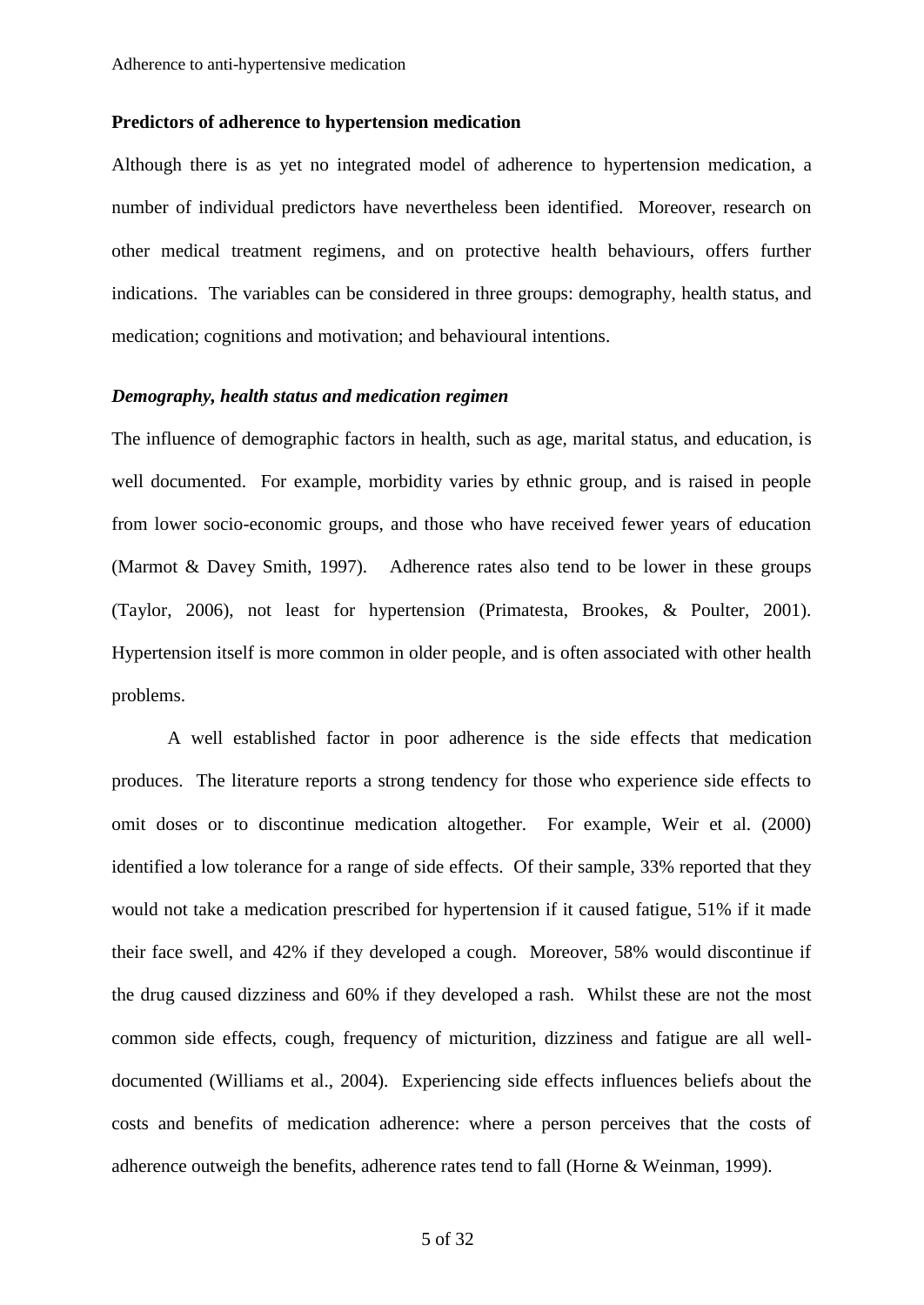## Predictors of adherence to hypertension medication

Although there is as yet no integrated model of adherence to hypertension medication, a number of individual predictors have nevertheless been identified. Moreover, research on other medical treatment regimens, and on protective health behaviours, offers further indications. The variables can be considered in three groups: demography, health status, and medication; cognitions and motivation; and behavioural intentions.

### *Demography, health status and medication regimen*

The influence of demographic factors in health, such as age, marital status, and education, is well documented. For example, morbidity varies by ethnic group, and is raised in people from lower socio-economic groups, and those who have received fewer years of education (Marmot & Davey Smith, 1997). Adherence rates also tend to be lower in these groups (Taylor, 2006), not least for hypertension (Primatesta, Brookes, & Poulter, 2001). Hypertension itself is more common in older people, and is often associated with other health problems.

A well established factor in poor adherence is the side effects that medication produces. The literature reports a strong tendency for those who experience side effects to omit doses or to discontinue medication altogether. For example, Weir et al. (2000) identified a low tolerance for a range of side effects. Of their sample, 33% reported that they would not take a medication prescribed for hypertension if it caused fatigue, 51% if it made their face swell, and 42% if they developed a cough. Moreover, 58% would discontinue if the drug caused dizziness and 60% if they developed a rash. Whilst these are not the most common side effects, cough, frequency of micturition, dizziness and fatigue are all well-documented (Williams et al., 2004). Experiencing side effects influences beliefs about the costs and benefits of medication adherence: where a person perceives that the costs of adherence outweigh the benefits, adherence rates tend to fall (Horne & Weinman, 1999).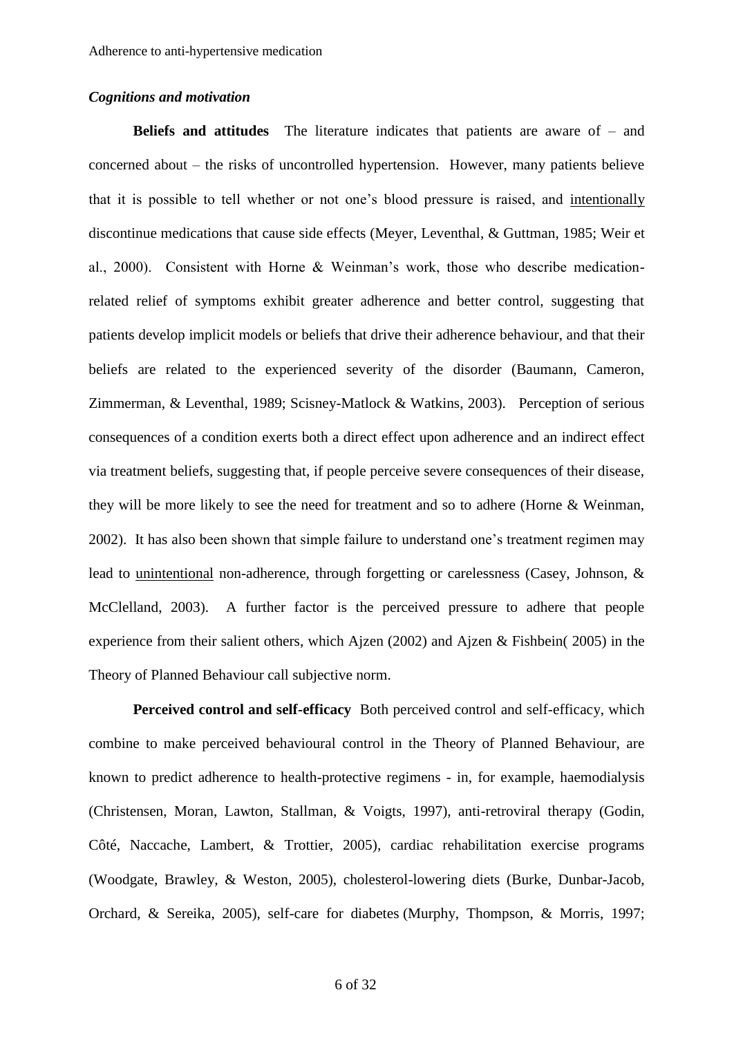### *Cognitions and motivation*

**Beliefs and attitudes** The literature indicates that patients are aware of – and concerned about – the risks of uncontrolled hypertension. However, many patients believe that it is possible to tell whether or not one's blood pressure is raised, and intentionally discontinue medications that cause side effects (Meyer, Leventhal, & Guttman, 1985; Weir et al., 2000). Consistent with Horne & Weinman's work, those who describe medication-related relief of symptoms exhibit greater adherence and better control, suggesting that patients develop implicit models or beliefs that drive their adherence behaviour, and that their beliefs are related to the experienced severity of the disorder (Baumann, Cameron, Zimmerman, & Leventhal, 1989; Scisney-Matlock & Watkins, 2003). Perception of serious consequences of a condition exerts both a direct effect upon adherence and an indirect effect via treatment beliefs, suggesting that, if people perceive severe consequences of their disease, they will be more likely to see the need for treatment and so to adhere (Horne & Weinman, 2002). It has also been shown that simple failure to understand one's treatment regimen may lead to unintentional non-adherence, through forgetting or carelessness (Casey, Johnson, & McClelland, 2003). A further factor is the perceived pressure to adhere that people experience from their salient others, which Ajzen (2002) and Ajzen & Fishbein( 2005) in the Theory of Planned Behaviour call subjective norm.

**Perceived control and self-efficacy** Both perceived control and self-efficacy, which combine to make perceived behavioural control in the Theory of Planned Behaviour, are known to predict adherence to health-protective regimens - in, for example, haemodialysis (Christensen, Moran, Lawton, Stallman, & Voigts, 1997), anti-retroviral therapy (Godin, Côté, Naccache, Lambert, & Trottier, 2005), cardiac rehabilitation exercise programs (Woodgate, Brawley, & Weston, 2005), cholesterol-lowering diets (Burke, Dunbar-Jacob, Orchard, & Sereika, 2005), self-care for diabetes (Murphy, Thompson, & Morris, 1997;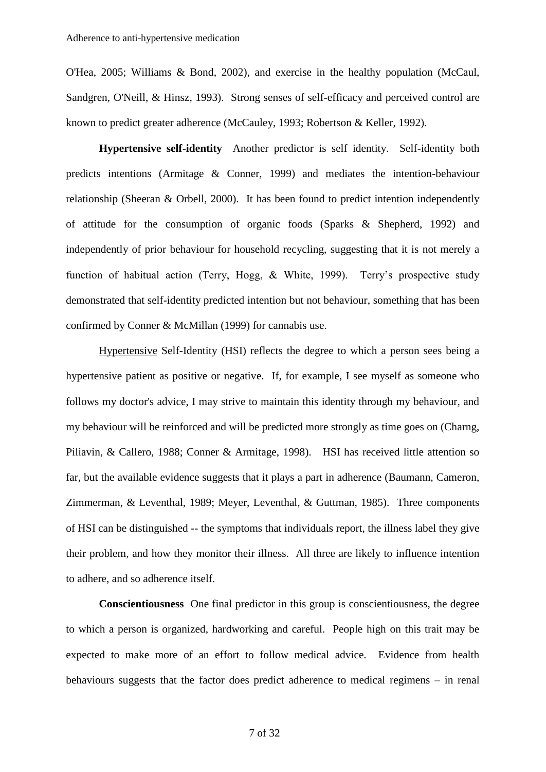O'Hea, 2005; Williams & Bond, 2002), and exercise in the healthy population (McCaul, Sandgren, O'Neill, & Hinsz, 1993). Strong senses of self-efficacy and perceived control are known to predict greater adherence (McCauley, 1993; Robertson & Keller, 1992).

**Hypertensive self-identity** Another predictor is self identity. Self-identity both predicts intentions (Armitage & Conner, 1999) and mediates the intention-behaviour relationship (Sheeran & Orbell, 2000). It has been found to predict intention independently of attitude for the consumption of organic foods (Sparks & Shepherd, 1992) and independently of prior behaviour for household recycling, suggesting that it is not merely a function of habitual action (Terry, Hogg, & White, 1999). Terry's prospective study demonstrated that self-identity predicted intention but not behaviour, something that has been confirmed by Conner & McMillan (1999) for cannabis use.

Hypertensive Self-Identity (HSI) reflects the degree to which a person sees being a hypertensive patient as positive or negative. If, for example, I see myself as someone who follows my doctor's advice, I may strive to maintain this identity through my behaviour, and my behaviour will be reinforced and will be predicted more strongly as time goes on (Charng, Piliavin, & Callero, 1988; Conner & Armitage, 1998). HSI has received little attention so far, but the available evidence suggests that it plays a part in adherence (Baumann, Cameron, Zimmerman, & Leventhal, 1989; Meyer, Leventhal, & Guttman, 1985). Three components of HSI can be distinguished -- the symptoms that individuals report, the illness label they give their problem, and how they monitor their illness. All three are likely to influence intention to adhere, and so adherence itself.

**Conscientiousness** One final predictor in this group is conscientiousness, the degree to which a person is organized, hardworking and careful. People high on this trait may be expected to make more of an effort to follow medical advice. Evidence from health behaviours suggests that the factor does predict adherence to medical regimens – in renal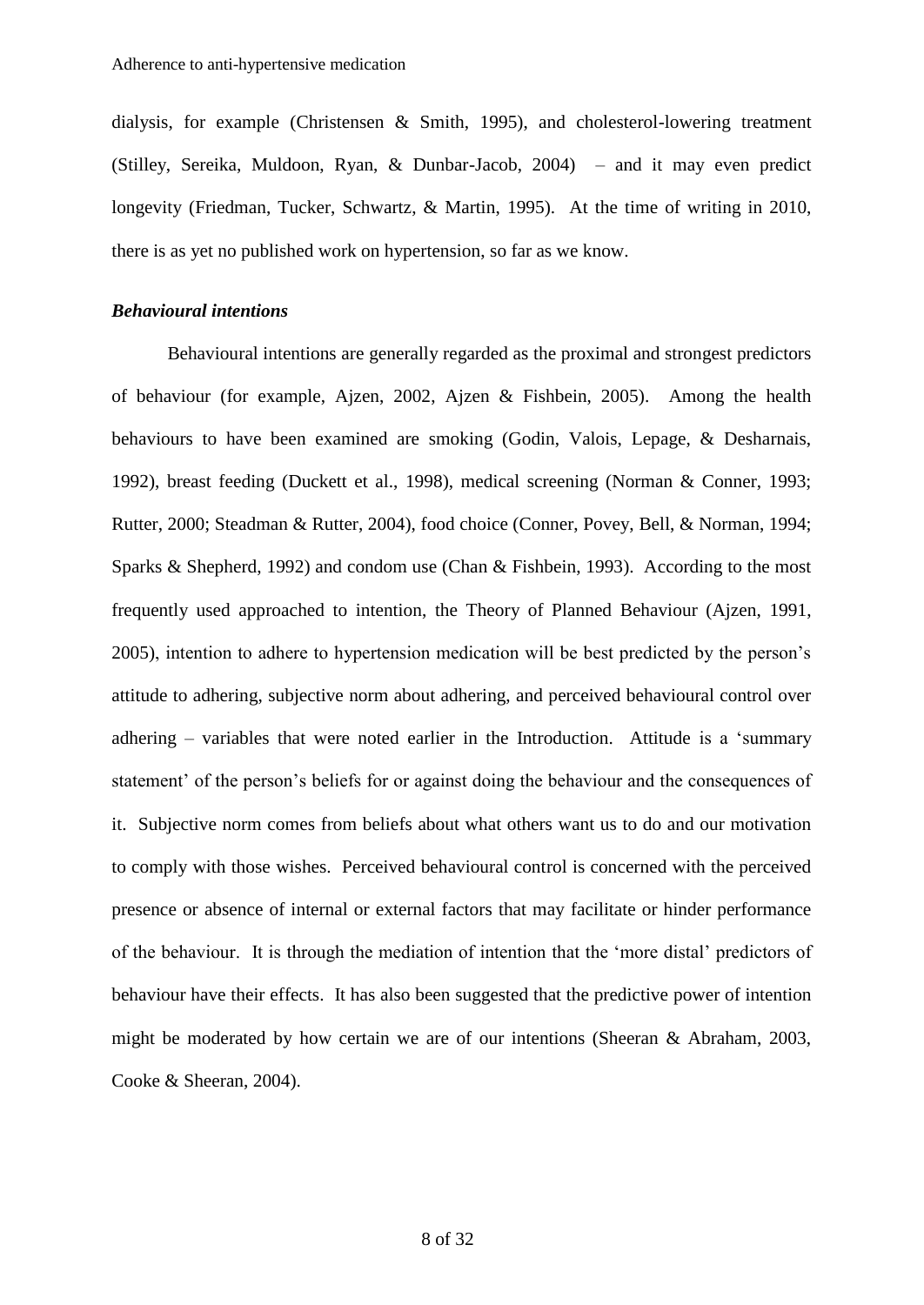dialysis, for example (Christensen & Smith, 1995), and cholesterol-lowering treatment (Stilley, Sereika, Muldoon, Ryan, & Dunbar-Jacob, 2004) – and it may even predict longevity (Friedman, Tucker, Schwartz, & Martin, 1995). At the time of writing in 2010, there is as yet no published work on hypertension, so far as we know.

### *Behavioural intentions*

Behavioural intentions are generally regarded as the proximal and strongest predictors of behaviour (for example, Ajzen, 2002, Ajzen & Fishbein, 2005). Among the health behaviours to have been examined are smoking (Godin, Valois, Lepage, & Desharnais, 1992), breast feeding (Duckett et al., 1998), medical screening (Norman & Conner, 1993; Rutter, 2000; Steadman & Rutter, 2004), food choice (Conner, Povey, Bell, & Norman, 1994; Sparks & Shepherd, 1992) and condom use (Chan & Fishbein, 1993). According to the most frequently used approached to intention, the Theory of Planned Behaviour (Ajzen, 1991, 2005), intention to adhere to hypertension medication will be best predicted by the person's attitude to adhering, subjective norm about adhering, and perceived behavioural control over adhering – variables that were noted earlier in the Introduction. Attitude is a 'summary statement' of the person's beliefs for or against doing the behaviour and the consequences of it. Subjective norm comes from beliefs about what others want us to do and our motivation to comply with those wishes. Perceived behavioural control is concerned with the perceived presence or absence of internal or external factors that may facilitate or hinder performance of the behaviour. It is through the mediation of intention that the 'more distal' predictors of behaviour have their effects. It has also been suggested that the predictive power of intention might be moderated by how certain we are of our intentions (Sheeran & Abraham, 2003, Cooke & Sheeran, 2004).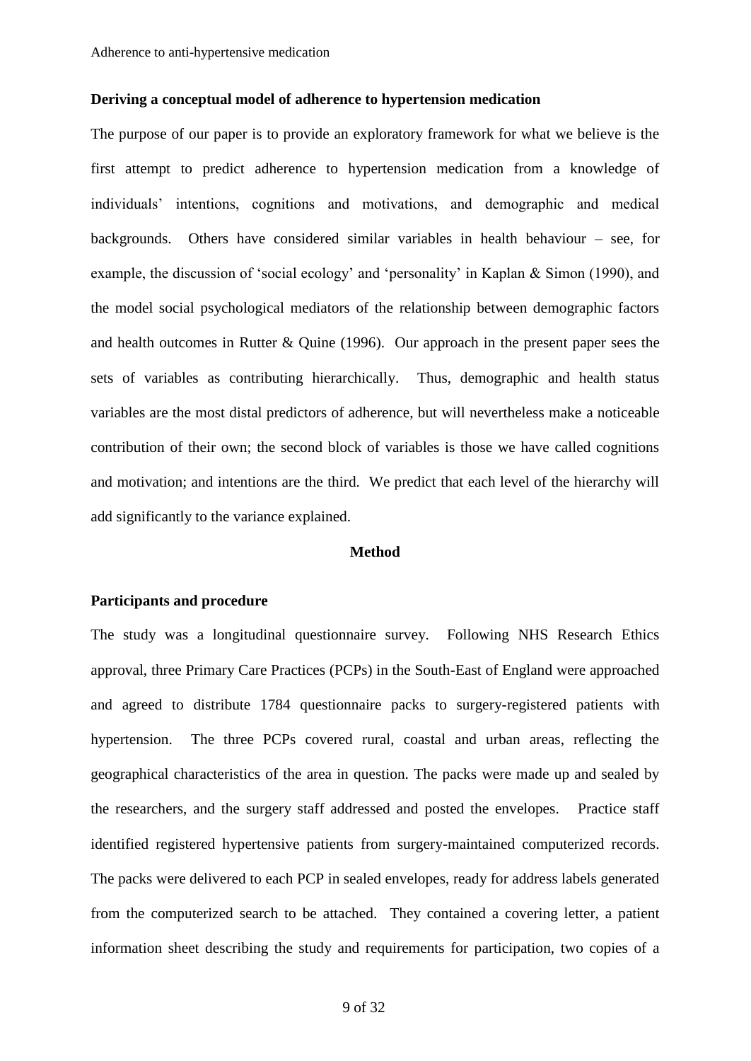**Deriving a conceptual model of adherence to hypertension medication**

The purpose of our paper is to provide an exploratory framework for what we believe is the first attempt to predict adherence to hypertension medication from a knowledge of individuals' intentions, cognitions and motivations, and demographic and medical backgrounds. Others have considered similar variables in health behaviour – see, for example, the discussion of 'social ecology' and 'personality' in Kaplan & Simon (1990), and the model social psychological mediators of the relationship between demographic factors and health outcomes in Rutter & Quine (1996). Our approach in the present paper sees the sets of variables as contributing hierarchically. Thus, demographic and health status variables are the most distal predictors of adherence, but will nevertheless make a noticeable contribution of their own; the second block of variables is those we have called cognitions and motivation; and intentions are the third. We predict that each level of the hierarchy will add significantly to the variance explained.

## Method

**Participants and procedure**

The study was a longitudinal questionnaire survey. Following NHS Research Ethics approval, three Primary Care Practices (PCPs) in the South-East of England were approached and agreed to distribute 1784 questionnaire packs to surgery-registered patients with hypertension. The three PCPs covered rural, coastal and urban areas, reflecting the geographical characteristics of the area in question. The packs were made up and sealed by the researchers, and the surgery staff addressed and posted the envelopes. Practice staff identified registered hypertensive patients from surgery-maintained computerized records. The packs were delivered to each PCP in sealed envelopes, ready for address labels generated from the computerized search to be attached. They contained a covering letter, a patient information sheet describing the study and requirements for participation, two copies of a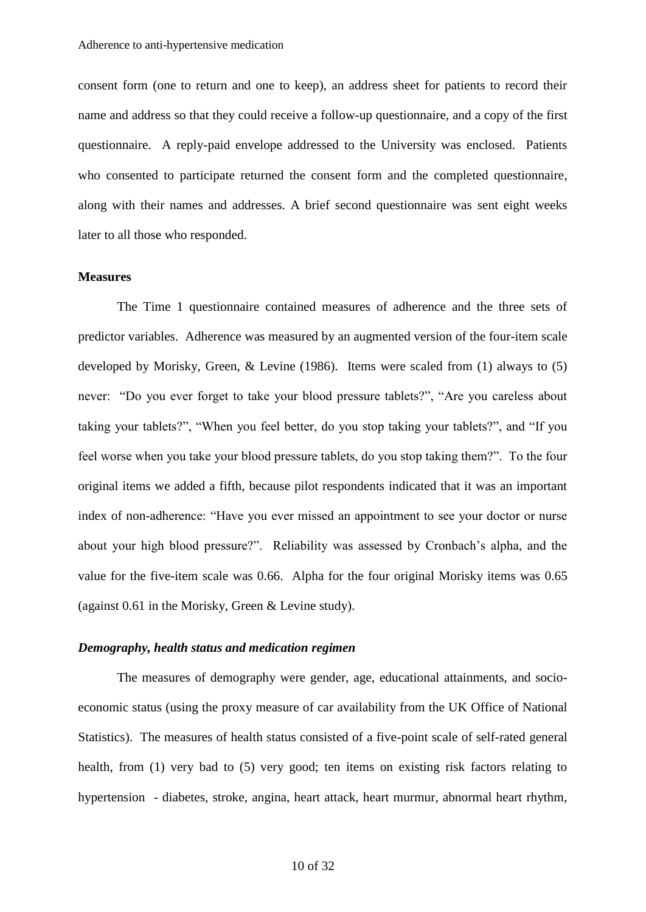consent form (one to return and one to keep), an address sheet for patients to record their name and address so that they could receive a follow-up questionnaire, and a copy of the first questionnaire. A reply-paid envelope addressed to the University was enclosed. Patients who consented to participate returned the consent form and the completed questionnaire, along with their names and addresses. A brief second questionnaire was sent eight weeks later to all those who responded.

**Measures**

The Time 1 questionnaire contained measures of adherence and the three sets of predictor variables. Adherence was measured by an augmented version of the four-item scale developed by Morisky, Green, & Levine (1986). Items were scaled from (1) always to (5) never: "Do you ever forget to take your blood pressure tablets?", "Are you careless about taking your tablets?", "When you feel better, do you stop taking your tablets?", and "If you feel worse when you take your blood pressure tablets, do you stop taking them?". To the four original items we added a fifth, because pilot respondents indicated that it was an important index of non-adherence: "Have you ever missed an appointment to see your doctor or nurse about your high blood pressure?". Reliability was assessed by Cronbach's alpha, and the value for the five-item scale was 0.66. Alpha for the four original Morisky items was 0.65 (against 0.61 in the Morisky, Green & Levine study).

***Demography, health status and medication regimen***

The measures of demography were gender, age, educational attainments, and socio-economic status (using the proxy measure of car availability from the UK Office of National Statistics). The measures of health status consisted of a five-point scale of self-rated general health, from (1) very bad to (5) very good; ten items on existing risk factors relating to hypertension - diabetes, stroke, angina, heart attack, heart murmur, abnormal heart rhythm,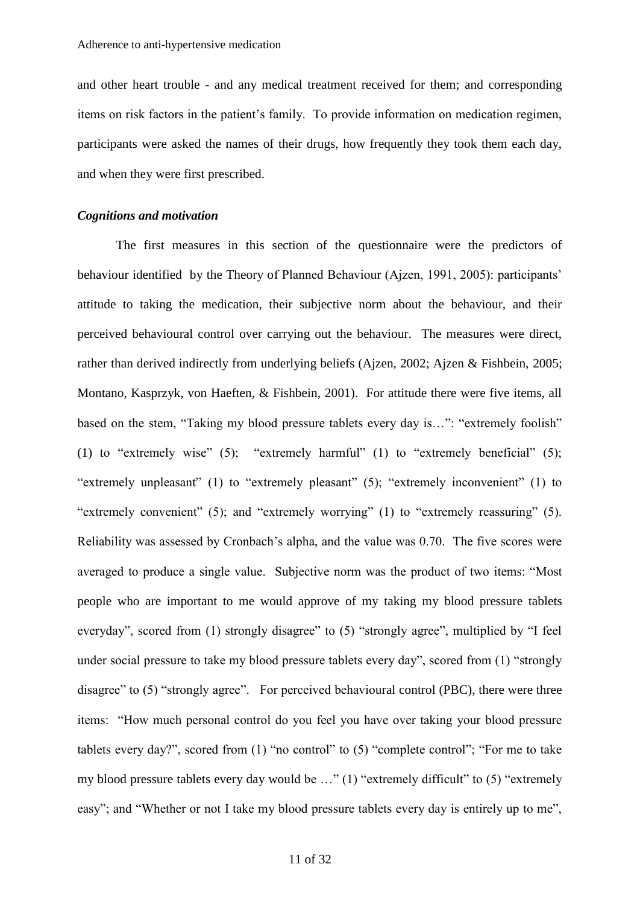and other heart trouble - and any medical treatment received for them; and corresponding items on risk factors in the patient's family. To provide information on medication regimen, participants were asked the names of their drugs, how frequently they took them each day, and when they were first prescribed.

### *Cognitions and motivation*

The first measures in this section of the questionnaire were the predictors of behaviour identified by the Theory of Planned Behaviour (Ajzen, 1991, 2005): participants' attitude to taking the medication, their subjective norm about the behaviour, and their perceived behavioural control over carrying out the behaviour. The measures were direct, rather than derived indirectly from underlying beliefs (Ajzen, 2002; Ajzen & Fishbein, 2005; Montano, Kasprzyk, von Haeften, & Fishbein, 2001). For attitude there were five items, all based on the stem, "Taking my blood pressure tablets every day is…": "extremely foolish" (1) to "extremely wise" (5); "extremely harmful" (1) to "extremely beneficial" (5); "extremely unpleasant" (1) to "extremely pleasant" (5); "extremely inconvenient" (1) to "extremely convenient" (5); and "extremely worrying" (1) to "extremely reassuring" (5). Reliability was assessed by Cronbach's alpha, and the value was 0.70. The five scores were averaged to produce a single value. Subjective norm was the product of two items: "Most people who are important to me would approve of my taking my blood pressure tablets everyday", scored from (1) strongly disagree" to (5) "strongly agree", multiplied by "I feel under social pressure to take my blood pressure tablets every day", scored from (1) "strongly disagree" to (5) "strongly agree". For perceived behavioural control (PBC), there were three items: "How much personal control do you feel you have over taking your blood pressure tablets every day?", scored from (1) "no control" to (5) "complete control"; "For me to take my blood pressure tablets every day would be …" (1) "extremely difficult" to (5) "extremely easy"; and "Whether or not I take my blood pressure tablets every day is entirely up to me",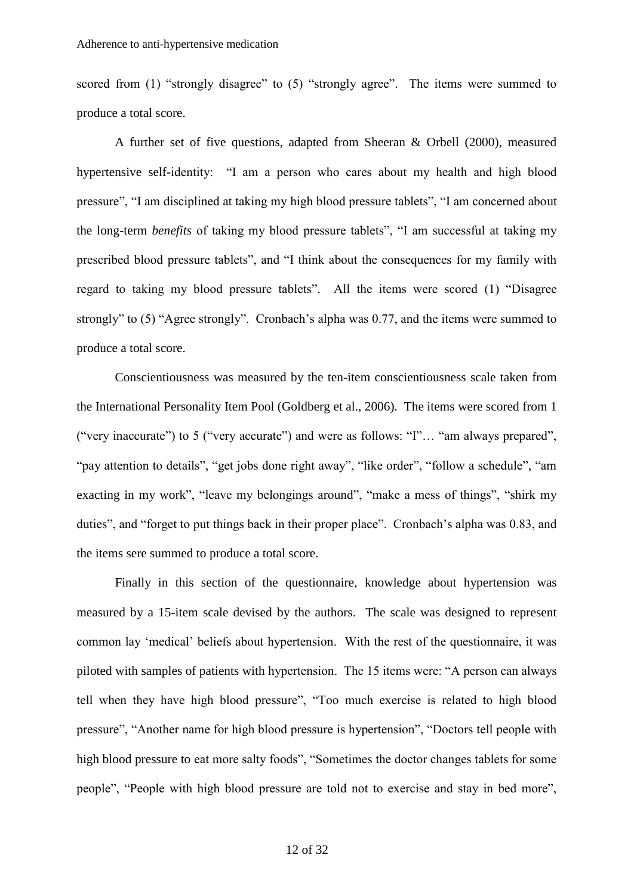scored from (1) "strongly disagree" to (5) "strongly agree". The items were summed to produce a total score.

A further set of five questions, adapted from Sheeran & Orbell (2000), measured hypertensive self-identity: "I am a person who cares about my health and high blood pressure", "I am disciplined at taking my high blood pressure tablets", "I am concerned about the long-term *benefits* of taking my blood pressure tablets", "I am successful at taking my prescribed blood pressure tablets", and "I think about the consequences for my family with regard to taking my blood pressure tablets". All the items were scored (1) "Disagree strongly" to (5) "Agree strongly". Cronbach's alpha was 0.77, and the items were summed to produce a total score.

Conscientiousness was measured by the ten-item conscientiousness scale taken from the International Personality Item Pool (Goldberg et al., 2006). The items were scored from 1 ("very inaccurate") to 5 ("very accurate") and were as follows: "I"… "am always prepared", "pay attention to details", "get jobs done right away", "like order", "follow a schedule", "am exacting in my work", "leave my belongings around", "make a mess of things", "shirk my duties", and "forget to put things back in their proper place". Cronbach's alpha was 0.83, and the items sere summed to produce a total score.

Finally in this section of the questionnaire, knowledge about hypertension was measured by a 15-item scale devised by the authors. The scale was designed to represent common lay 'medical' beliefs about hypertension. With the rest of the questionnaire, it was piloted with samples of patients with hypertension. The 15 items were: "A person can always tell when they have high blood pressure", "Too much exercise is related to high blood pressure", "Another name for high blood pressure is hypertension", "Doctors tell people with high blood pressure to eat more salty foods", "Sometimes the doctor changes tablets for some people", "People with high blood pressure are told not to exercise and stay in bed more",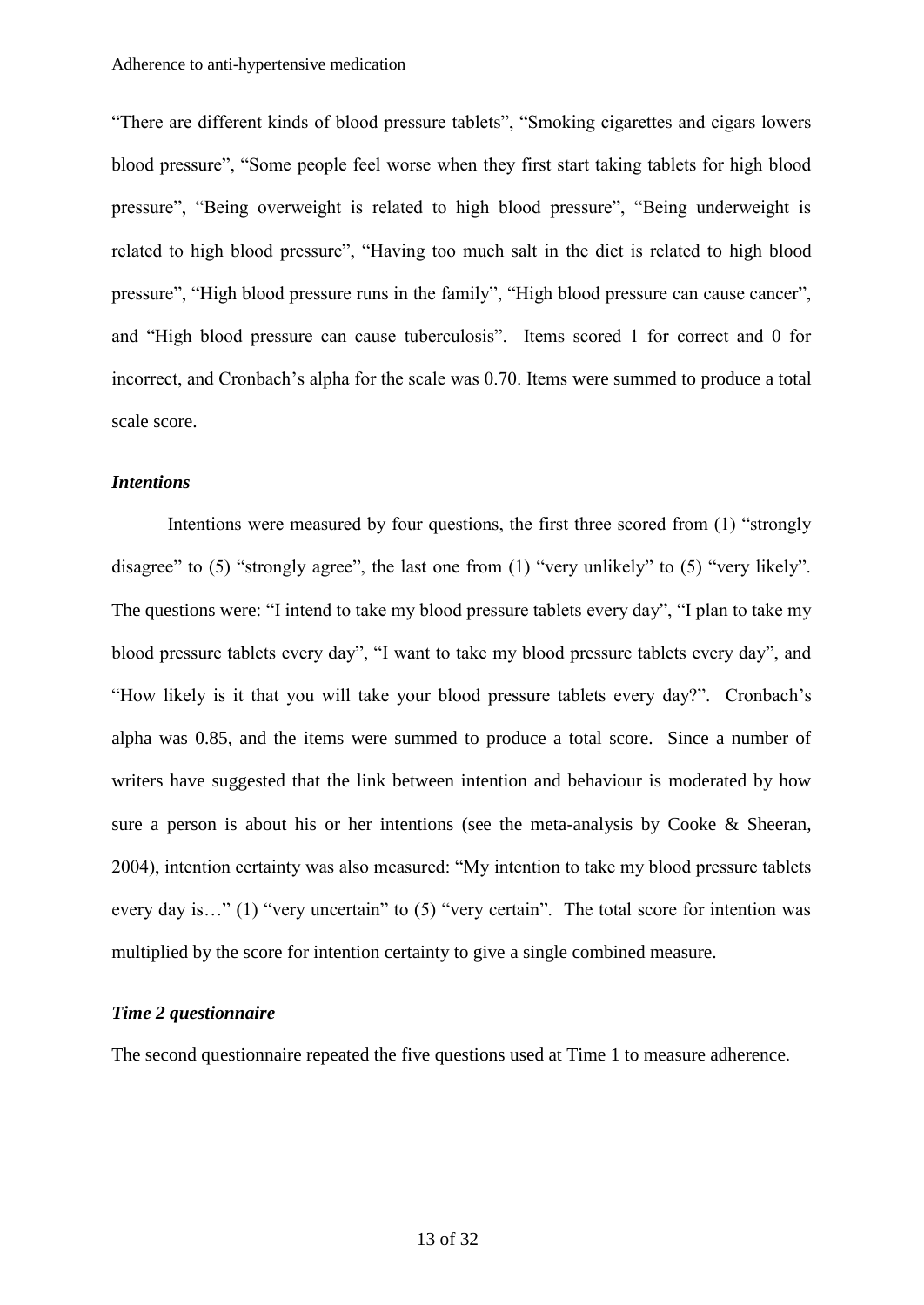"There are different kinds of blood pressure tablets", "Smoking cigarettes and cigars lowers blood pressure", "Some people feel worse when they first start taking tablets for high blood pressure", "Being overweight is related to high blood pressure", "Being underweight is related to high blood pressure", "Having too much salt in the diet is related to high blood pressure", "High blood pressure runs in the family", "High blood pressure can cause cancer", and "High blood pressure can cause tuberculosis". Items scored 1 for correct and 0 for incorrect, and Cronbach's alpha for the scale was 0.70. Items were summed to produce a total scale score.

### *Intentions*

Intentions were measured by four questions, the first three scored from (1) "strongly disagree" to (5) "strongly agree", the last one from (1) "very unlikely" to (5) "very likely". The questions were: "I intend to take my blood pressure tablets every day", "I plan to take my blood pressure tablets every day", "I want to take my blood pressure tablets every day", and "How likely is it that you will take your blood pressure tablets every day?". Cronbach's alpha was 0.85, and the items were summed to produce a total score. Since a number of writers have suggested that the link between intention and behaviour is moderated by how sure a person is about his or her intentions (see the meta-analysis by Cooke & Sheeran, 2004), intention certainty was also measured: "My intention to take my blood pressure tablets every day is…" (1) "very uncertain" to (5) "very certain". The total score for intention was multiplied by the score for intention certainty to give a single combined measure.

### *Time 2 questionnaire*

The second questionnaire repeated the five questions used at Time 1 to measure adherence.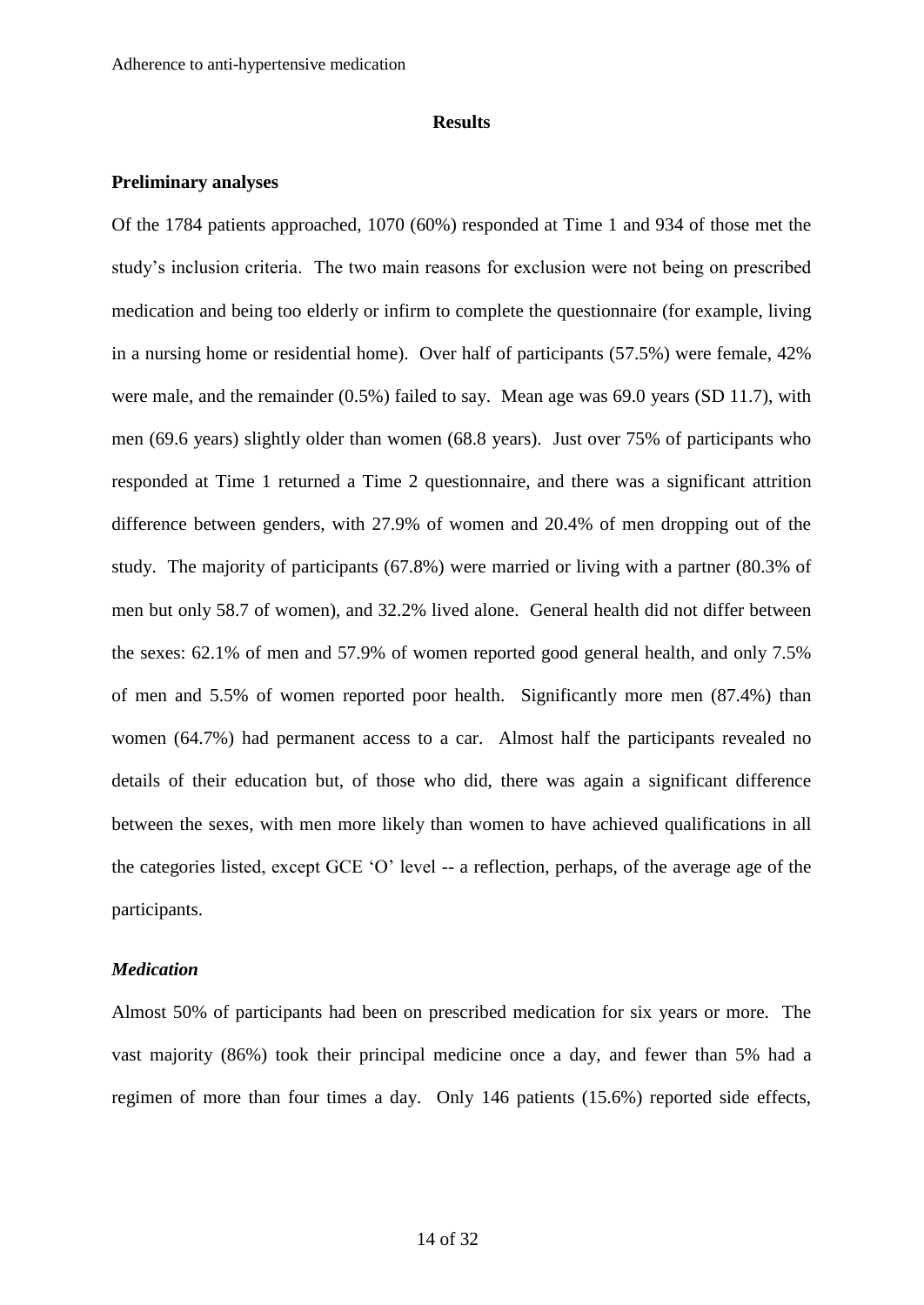## Results

### Preliminary analyses

Of the 1784 patients approached, 1070 (60%) responded at Time 1 and 934 of those met the study's inclusion criteria. The two main reasons for exclusion were not being on prescribed medication and being too elderly or infirm to complete the questionnaire (for example, living in a nursing home or residential home). Over half of participants (57.5%) were female, 42% were male, and the remainder (0.5%) failed to say. Mean age was 69.0 years (SD 11.7), with men (69.6 years) slightly older than women (68.8 years). Just over 75% of participants who responded at Time 1 returned a Time 2 questionnaire, and there was a significant attrition difference between genders, with 27.9% of women and 20.4% of men dropping out of the study. The majority of participants (67.8%) were married or living with a partner (80.3% of men but only 58.7 of women), and 32.2% lived alone. General health did not differ between the sexes: 62.1% of men and 57.9% of women reported good general health, and only 7.5% of men and 5.5% of women reported poor health. Significantly more men (87.4%) than women (64.7%) had permanent access to a car. Almost half the participants revealed no details of their education but, of those who did, there was again a significant difference between the sexes, with men more likely than women to have achieved qualifications in all the categories listed, except GCE 'O' level -- a reflection, perhaps, of the average age of the participants.

#### *Medication*

Almost 50% of participants had been on prescribed medication for six years or more. The vast majority (86%) took their principal medicine once a day, and fewer than 5% had a regimen of more than four times a day. Only 146 patients (15.6%) reported side effects,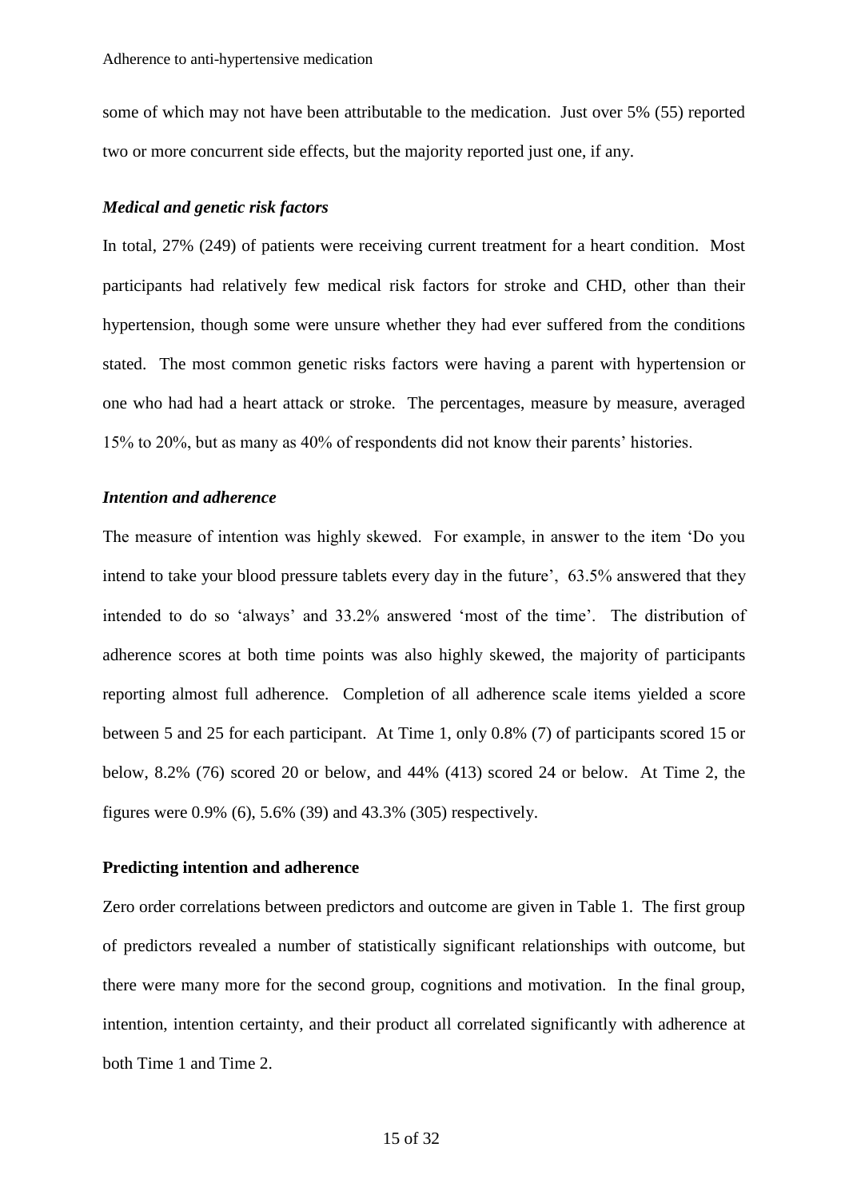some of which may not have been attributable to the medication. Just over 5% (55) reported two or more concurrent side effects, but the majority reported just one, if any.

### *Medical and genetic risk factors*

In total, 27% (249) of patients were receiving current treatment for a heart condition. Most participants had relatively few medical risk factors for stroke and CHD, other than their hypertension, though some were unsure whether they had ever suffered from the conditions stated. The most common genetic risks factors were having a parent with hypertension or one who had had a heart attack or stroke. The percentages, measure by measure, averaged 15% to 20%, but as many as 40% of respondents did not know their parents' histories.

### *Intention and adherence*

The measure of intention was highly skewed. For example, in answer to the item 'Do you intend to take your blood pressure tablets every day in the future', 63.5% answered that they intended to do so 'always' and 33.2% answered 'most of the time'. The distribution of adherence scores at both time points was also highly skewed, the majority of participants reporting almost full adherence. Completion of all adherence scale items yielded a score between 5 and 25 for each participant. At Time 1, only 0.8% (7) of participants scored 15 or below, 8.2% (76) scored 20 or below, and 44% (413) scored 24 or below. At Time 2, the figures were 0.9% (6), 5.6% (39) and 43.3% (305) respectively.

## **Predicting intention and adherence**

Zero order correlations between predictors and outcome are given in Table 1. The first group of predictors revealed a number of statistically significant relationships with outcome, but there were many more for the second group, cognitions and motivation. In the final group, intention, intention certainty, and their product all correlated significantly with adherence at both Time 1 and Time 2.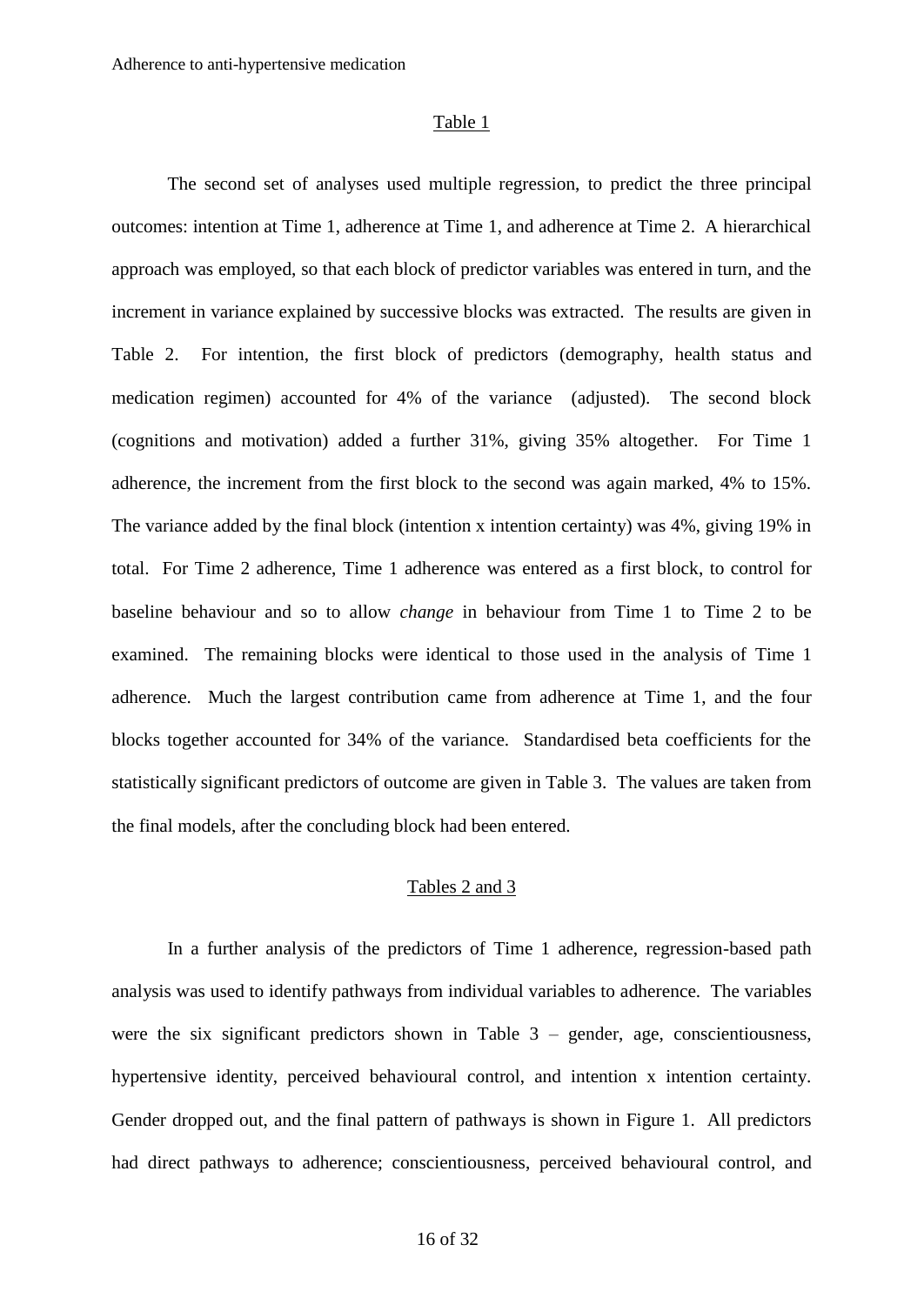Table 1

The second set of analyses used multiple regression, to predict the three principal outcomes: intention at Time 1, adherence at Time 1, and adherence at Time 2. A hierarchical approach was employed, so that each block of predictor variables was entered in turn, and the increment in variance explained by successive blocks was extracted. The results are given in Table 2. For intention, the first block of predictors (demography, health status and medication regimen) accounted for 4% of the variance (adjusted). The second block (cognitions and motivation) added a further 31%, giving 35% altogether. For Time 1 adherence, the increment from the first block to the second was again marked, 4% to 15%. The variance added by the final block (intention x intention certainty) was 4%, giving 19% in total. For Time 2 adherence, Time 1 adherence was entered as a first block, to control for baseline behaviour and so to allow *change* in behaviour from Time 1 to Time 2 to be examined. The remaining blocks were identical to those used in the analysis of Time 1 adherence. Much the largest contribution came from adherence at Time 1, and the four blocks together accounted for 34% of the variance. Standardised beta coefficients for the statistically significant predictors of outcome are given in Table 3. The values are taken from the final models, after the concluding block had been entered.

Tables 2 and 3

In a further analysis of the predictors of Time 1 adherence, regression-based path analysis was used to identify pathways from individual variables to adherence. The variables were the six significant predictors shown in Table 3 – gender, age, conscientiousness, hypertensive identity, perceived behavioural control, and intention x intention certainty. Gender dropped out, and the final pattern of pathways is shown in Figure 1. All predictors had direct pathways to adherence; conscientiousness, perceived behavioural control, and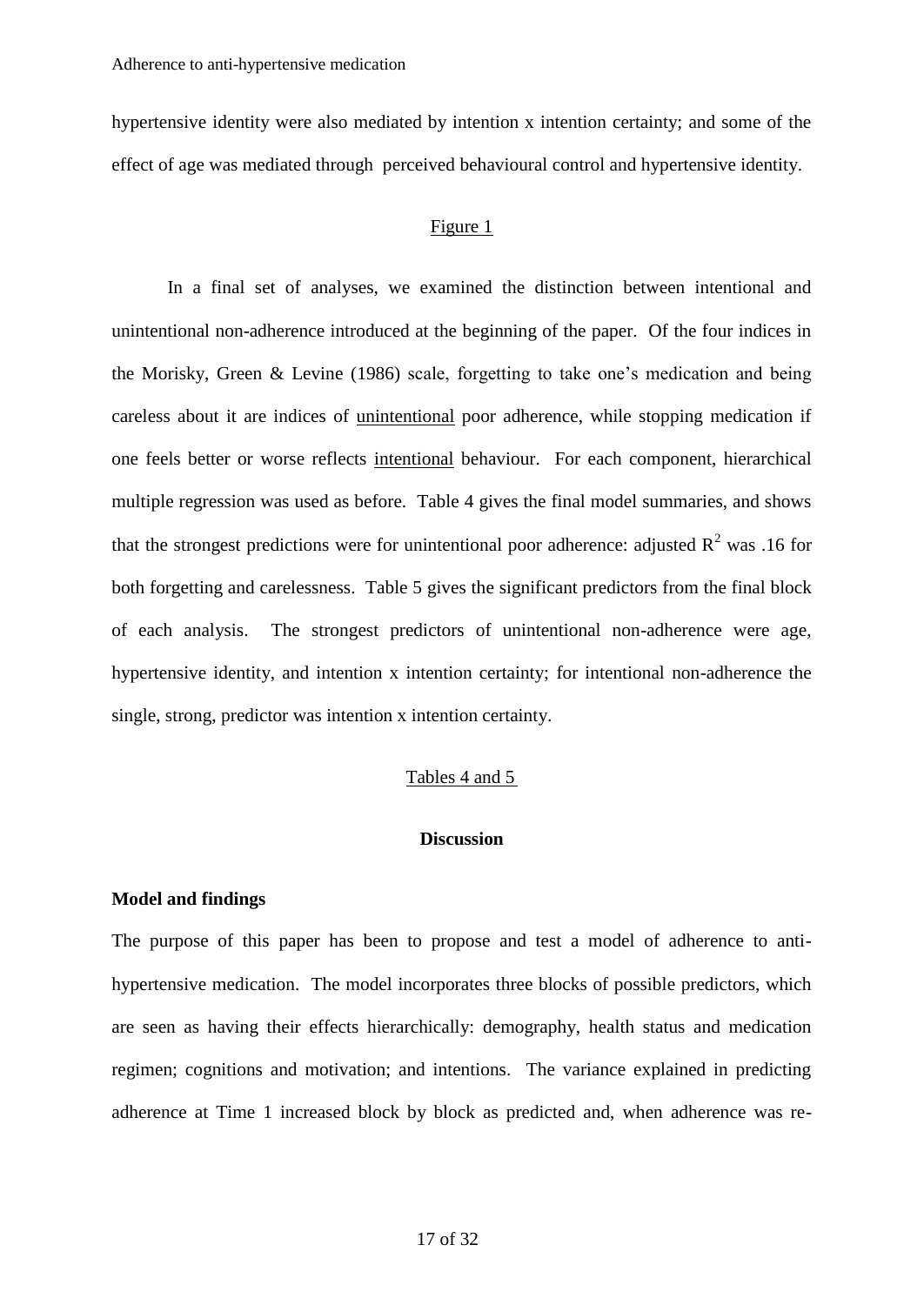hypertensive identity were also mediated by intention x intention certainty; and some of the effect of age was mediated through perceived behavioural control and hypertensive identity.

Figure 1

In a final set of analyses, we examined the distinction between intentional and unintentional non-adherence introduced at the beginning of the paper. Of the four indices in the Morisky, Green & Levine (1986) scale, forgetting to take one's medication and being careless about it are indices of unintentional poor adherence, while stopping medication if one feels better or worse reflects intentional behaviour. For each component, hierarchical multiple regression was used as before. Table 4 gives the final model summaries, and shows that the strongest predictions were for unintentional poor adherence: adjusted $R^2$ was .16 for both forgetting and carelessness. Table 5 gives the significant predictors from the final block of each analysis. The strongest predictors of unintentional non-adherence were age, hypertensive identity, and intention x intention certainty; for intentional non-adherence the single, strong, predictor was intention x intention certainty.

Tables 4 and 5

## Discussion

### Model and findings

The purpose of this paper has been to propose and test a model of adherence to anti-hypertensive medication. The model incorporates three blocks of possible predictors, which are seen as having their effects hierarchically: demography, health status and medication regimen; cognitions and motivation; and intentions. The variance explained in predicting adherence at Time 1 increased block by block as predicted and, when adherence was re-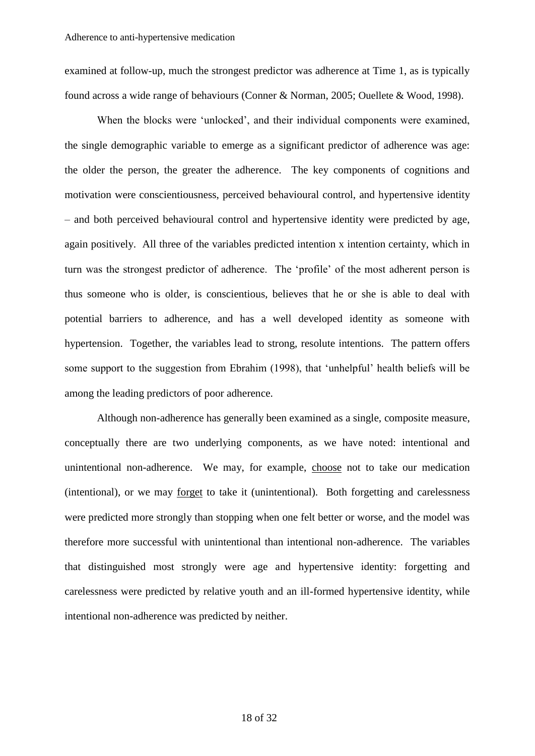examined at follow-up, much the strongest predictor was adherence at Time 1, as is typically found across a wide range of behaviours (Conner & Norman, 2005; Ouellete & Wood, 1998).

When the blocks were 'unlocked', and their individual components were examined, the single demographic variable to emerge as a significant predictor of adherence was age: the older the person, the greater the adherence. The key components of cognitions and motivation were conscientiousness, perceived behavioural control, and hypertensive identity – and both perceived behavioural control and hypertensive identity were predicted by age, again positively. All three of the variables predicted intention x intention certainty, which in turn was the strongest predictor of adherence. The 'profile' of the most adherent person is thus someone who is older, is conscientious, believes that he or she is able to deal with potential barriers to adherence, and has a well developed identity as someone with hypertension. Together, the variables lead to strong, resolute intentions. The pattern offers some support to the suggestion from Ebrahim (1998), that 'unhelpful' health beliefs will be among the leading predictors of poor adherence.

Although non-adherence has generally been examined as a single, composite measure, conceptually there are two underlying components, as we have noted: intentional and unintentional non-adherence. We may, for example, <u>choose</u> not to take our medication (intentional), or we may <u>forget</u> to take it (unintentional). Both forgetting and carelessness were predicted more strongly than stopping when one felt better or worse, and the model was therefore more successful with unintentional than intentional non-adherence. The variables that distinguished most strongly were age and hypertensive identity: forgetting and carelessness were predicted by relative youth and an ill-formed hypertensive identity, while intentional non-adherence was predicted by neither.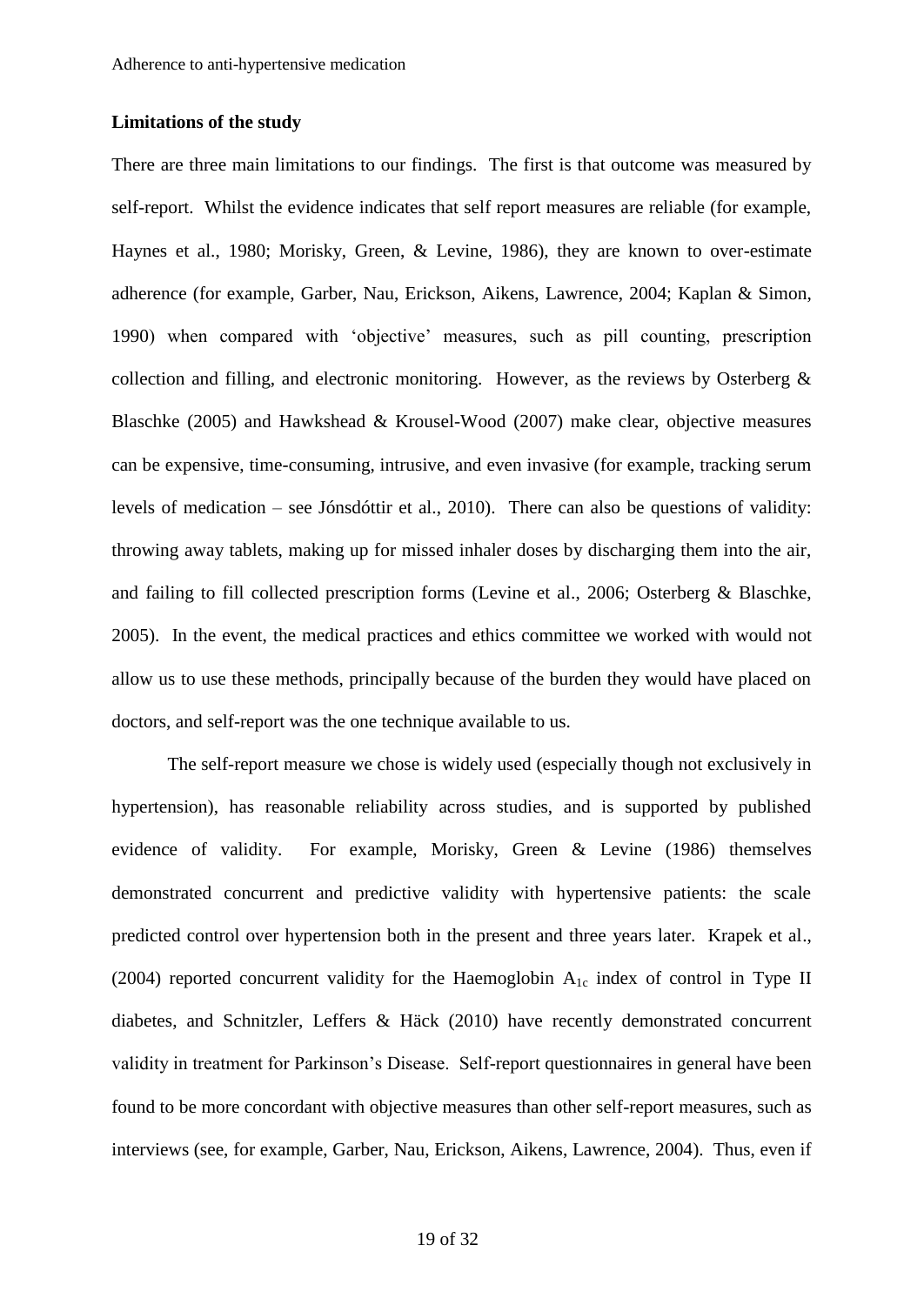**Limitations of the study**

There are three main limitations to our findings. The first is that outcome was measured by self-report. Whilst the evidence indicates that self report measures are reliable (for example, Haynes et al., 1980; Morisky, Green, & Levine, 1986), they are known to over-estimate adherence (for example, Garber, Nau, Erickson, Aikens, Lawrence, 2004; Kaplan & Simon, 1990) when compared with 'objective' measures, such as pill counting, prescription collection and filling, and electronic monitoring. However, as the reviews by Osterberg & Blaschke (2005) and Hawkshead & Krousel-Wood (2007) make clear, objective measures can be expensive, time-consuming, intrusive, and even invasive (for example, tracking serum levels of medication – see Jónsdóttir et al., 2010). There can also be questions of validity: throwing away tablets, making up for missed inhaler doses by discharging them into the air, and failing to fill collected prescription forms (Levine et al., 2006; Osterberg & Blaschke, 2005). In the event, the medical practices and ethics committee we worked with would not allow us to use these methods, principally because of the burden they would have placed on doctors, and self-report was the one technique available to us.

The self-report measure we chose is widely used (especially though not exclusively in hypertension), has reasonable reliability across studies, and is supported by published evidence of validity. For example, Morisky, Green & Levine (1986) themselves demonstrated concurrent and predictive validity with hypertensive patients: the scale predicted control over hypertension both in the present and three years later. Krapek et al., (2004) reported concurrent validity for the Haemoglobin $A_{1c}$ index of control in Type II diabetes, and Schnitzler, Leffers & Häck (2010) have recently demonstrated concurrent validity in treatment for Parkinson's Disease. Self-report questionnaires in general have been found to be more concordant with objective measures than other self-report measures, such as interviews (see, for example, Garber, Nau, Erickson, Aikens, Lawrence, 2004). Thus, even if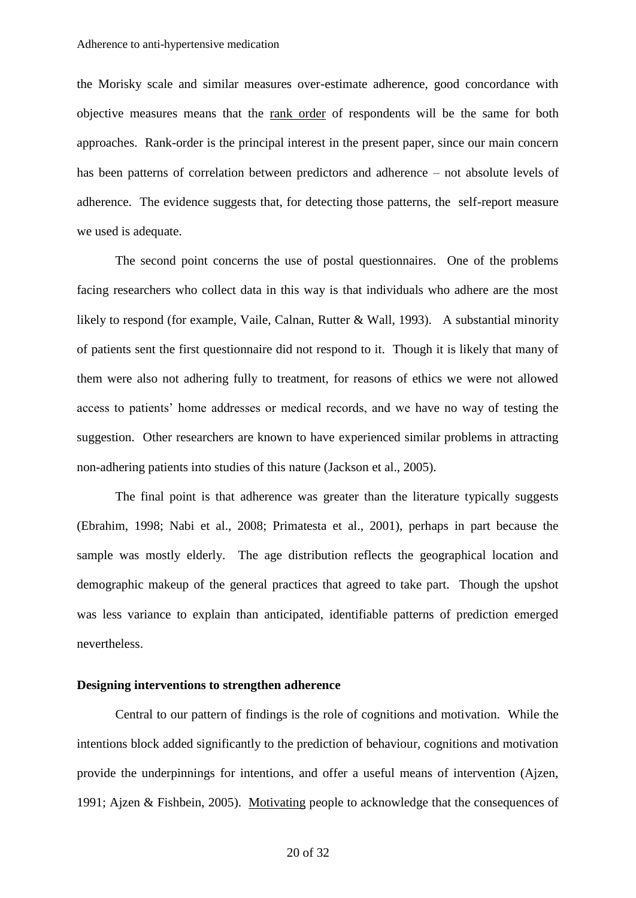the Morisky scale and similar measures over-estimate adherence, good concordance with objective measures means that the <u>rank order</u> of respondents will be the same for both approaches. Rank-order is the principal interest in the present paper, since our main concern has been patterns of correlation between predictors and adherence – not absolute levels of adherence. The evidence suggests that, for detecting those patterns, the self-report measure we used is adequate.

The second point concerns the use of postal questionnaires. One of the problems facing researchers who collect data in this way is that individuals who adhere are the most likely to respond (for example, Vaile, Calnan, Rutter & Wall, 1993). A substantial minority of patients sent the first questionnaire did not respond to it. Though it is likely that many of them were also not adhering fully to treatment, for reasons of ethics we were not allowed access to patients' home addresses or medical records, and we have no way of testing the suggestion. Other researchers are known to have experienced similar problems in attracting non-adhering patients into studies of this nature (Jackson et al., 2005).

The final point is that adherence was greater than the literature typically suggests (Ebrahim, 1998; Nabi et al., 2008; Primatesta et al., 2001), perhaps in part because the sample was mostly elderly. The age distribution reflects the geographical location and demographic makeup of the general practices that agreed to take part. Though the upshot was less variance to explain than anticipated, identifiable patterns of prediction emerged nevertheless.

**Designing interventions to strengthen adherence**

Central to our pattern of findings is the role of cognitions and motivation. While the intentions block added significantly to the prediction of behaviour, cognitions and motivation provide the underpinnings for intentions, and offer a useful means of intervention (Ajzen, 1991; Ajzen & Fishbein, 2005). <u>Motivating</u> people to acknowledge that the consequences of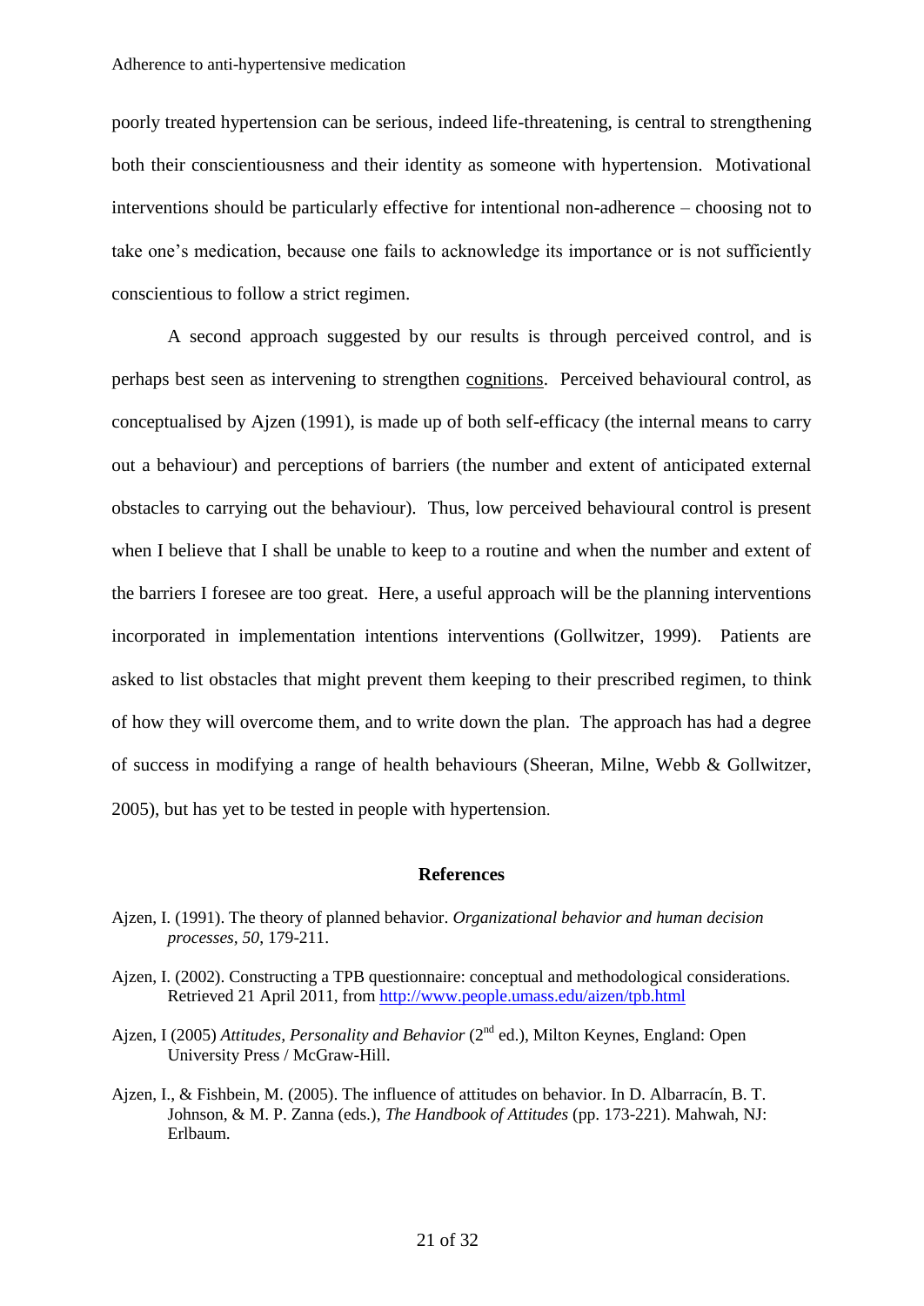poorly treated hypertension can be serious, indeed life-threatening, is central to strengthening both their conscientiousness and their identity as someone with hypertension. Motivational interventions should be particularly effective for intentional non-adherence – choosing not to take one's medication, because one fails to acknowledge its importance or is not sufficiently conscientious to follow a strict regimen.

A second approach suggested by our results is through perceived control, and is perhaps best seen as intervening to strengthen cognitions. Perceived behavioural control, as conceptualised by Ajzen (1991), is made up of both self-efficacy (the internal means to carry out a behaviour) and perceptions of barriers (the number and extent of anticipated external obstacles to carrying out the behaviour). Thus, low perceived behavioural control is present when I believe that I shall be unable to keep to a routine and when the number and extent of the barriers I foresee are too great. Here, a useful approach will be the planning interventions incorporated in implementation intentions interventions (Gollwitzer, 1999). Patients are asked to list obstacles that might prevent them keeping to their prescribed regimen, to think of how they will overcome them, and to write down the plan. The approach has had a degree of success in modifying a range of health behaviours (Sheeran, Milne, Webb & Gollwitzer, 2005), but has yet to be tested in people with hypertension.

## References

Ajzen, I. (1991). The theory of planned behavior. *Organizational behavior and human decision processes, 50*, 179-211.

Ajzen, I. (2002). Constructing a TPB questionnaire: conceptual and methodological considerations. Retrieved 21 April 2011, from http://www.people.umass.edu/aizen/tpb.html

Ajzen, I (2005) *Attitudes, Personality and Behavior* (2nd ed.), Milton Keynes, England: Open University Press / McGraw-Hill.

Ajzen, I., & Fishbein, M. (2005). The influence of attitudes on behavior. In D. Albarracín, B. T. Johnson, & M. P. Zanna (eds.), *The Handbook of Attitudes* (pp. 173-221). Mahwah, NJ: Erlbaum.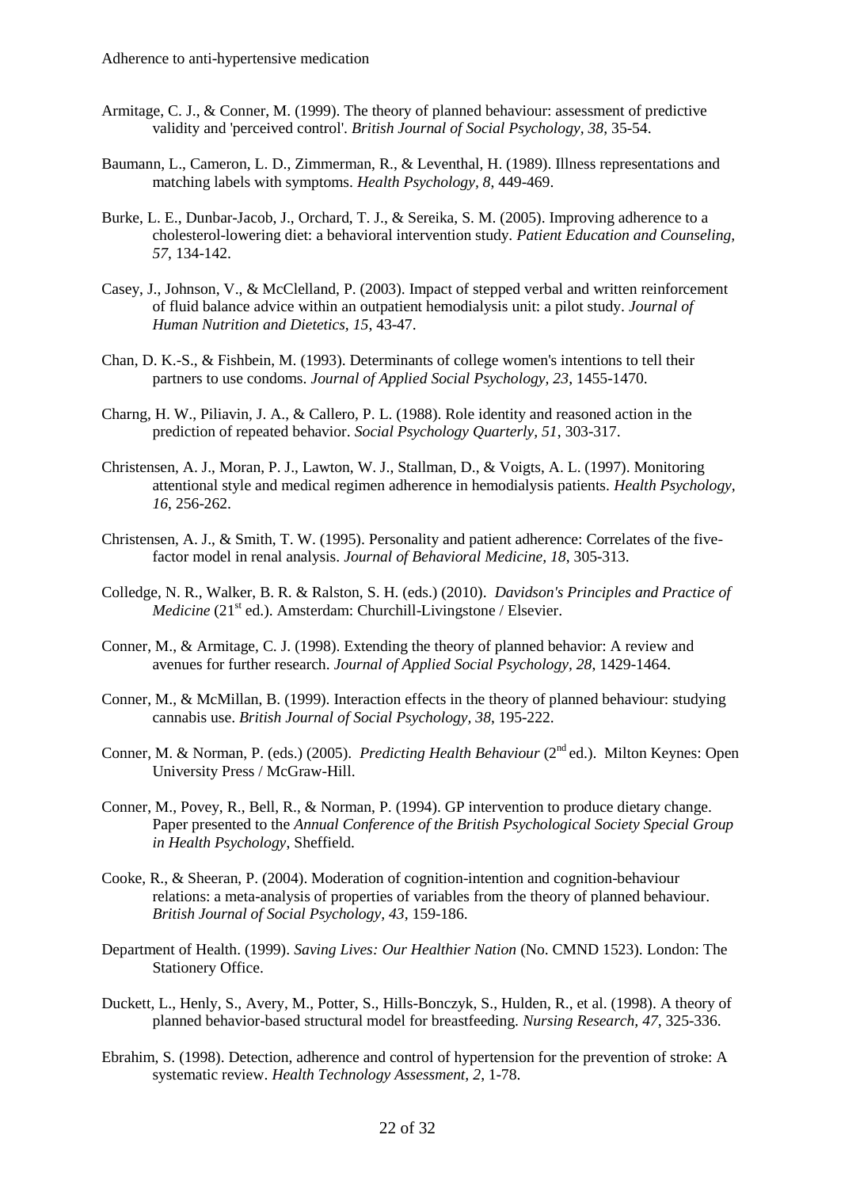Armitage, C. J., & Conner, M. (1999). The theory of planned behaviour: assessment of predictive validity and 'perceived control'. *British Journal of Social Psychology, 38*, 35-54.

Baumann, L., Cameron, L. D., Zimmerman, R., & Leventhal, H. (1989). Illness representations and matching labels with symptoms. *Health Psychology, 8*, 449-469.

Burke, L. E., Dunbar-Jacob, J., Orchard, T. J., & Sereika, S. M. (2005). Improving adherence to a cholesterol-lowering diet: a behavioral intervention study. *Patient Education and Counseling, 57*, 134-142.

Casey, J., Johnson, V., & McClelland, P. (2003). Impact of stepped verbal and written reinforcement of fluid balance advice within an outpatient hemodialysis unit: a pilot study. *Journal of Human Nutrition and Dietetics, 15*, 43-47.

Chan, D. K.-S., & Fishbein, M. (1993). Determinants of college women's intentions to tell their partners to use condoms. *Journal of Applied Social Psychology, 23*, 1455-1470.

Charng, H. W., Piliavin, J. A., & Callero, P. L. (1988). Role identity and reasoned action in the prediction of repeated behavior. *Social Psychology Quarterly, 51*, 303-317.

Christensen, A. J., Moran, P. J., Lawton, W. J., Stallman, D., & Voigts, A. L. (1997). Monitoring attentional style and medical regimen adherence in hemodialysis patients. *Health Psychology, 16*, 256-262.

Christensen, A. J., & Smith, T. W. (1995). Personality and patient adherence: Correlates of the five-factor model in renal analysis. *Journal of Behavioral Medicine, 18*, 305-313.

Colledge, N. R., Walker, B. R. & Ralston, S. H. (eds.) (2010). *Davidson's Principles and Practice of Medicine* (21st ed.). Amsterdam: Churchill-Livingstone / Elsevier.

Conner, M., & Armitage, C. J. (1998). Extending the theory of planned behavior: A review and avenues for further research. *Journal of Applied Social Psychology, 28*, 1429-1464.

Conner, M., & McMillan, B. (1999). Interaction effects in the theory of planned behaviour: studying cannabis use. *British Journal of Social Psychology, 38*, 195-222.

Conner, M. & Norman, P. (eds.) (2005). *Predicting Health Behaviour* (2nd ed.). Milton Keynes: Open University Press / McGraw-Hill.

Conner, M., Povey, R., Bell, R., & Norman, P. (1994). GP intervention to produce dietary change. Paper presented to the *Annual Conference of the British Psychological Society Special Group in Health Psychology*, Sheffield.

Cooke, R., & Sheeran, P. (2004). Moderation of cognition-intention and cognition-behaviour relations: a meta-analysis of properties of variables from the theory of planned behaviour. *British Journal of Social Psychology, 43*, 159-186.

Department of Health. (1999). *Saving Lives: Our Healthier Nation* (No. CMND 1523). London: The Stationery Office.

Duckett, L., Henly, S., Avery, M., Potter, S., Hills-Bonczyk, S., Hulden, R., et al. (1998). A theory of planned behavior-based structural model for breastfeeding. *Nursing Research, 47*, 325-336.

Ebrahim, S. (1998). Detection, adherence and control of hypertension for the prevention of stroke: A systematic review. *Health Technology Assessment, 2*, 1-78.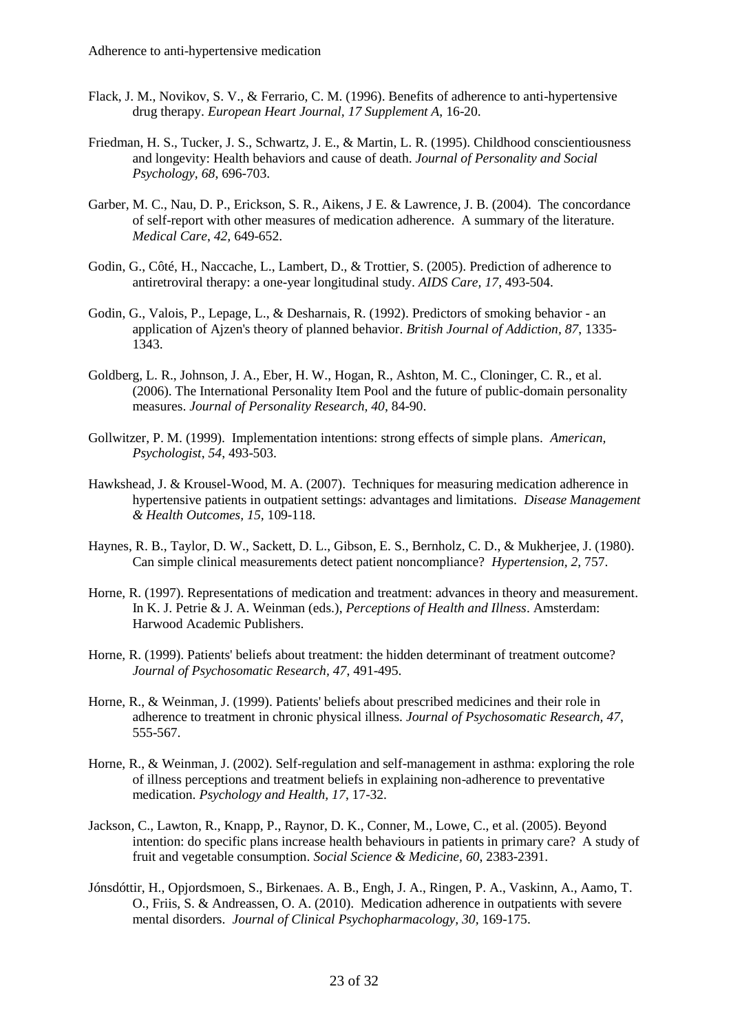Flack, J. M., Novikov, S. V., & Ferrario, C. M. (1996). Benefits of adherence to anti-hypertensive drug therapy. *European Heart Journal, 17 Supplement A*, 16-20.

Friedman, H. S., Tucker, J. S., Schwartz, J. E., & Martin, L. R. (1995). Childhood conscientiousness and longevity: Health behaviors and cause of death. *Journal of Personality and Social Psychology, 68*, 696-703.

Garber, M. C., Nau, D. P., Erickson, S. R., Aikens, J E. & Lawrence, J. B. (2004). The concordance of self-report with other measures of medication adherence. A summary of the literature. *Medical Care, 42*, 649-652.

Godin, G., Côté, H., Naccache, L., Lambert, D., & Trottier, S. (2005). Prediction of adherence to antiretroviral therapy: a one-year longitudinal study. *AIDS Care, 17*, 493-504.

Godin, G., Valois, P., Lepage, L., & Desharnais, R. (1992). Predictors of smoking behavior - an application of Ajzen's theory of planned behavior. *British Journal of Addiction, 87*, 1335-1343.

Goldberg, L. R., Johnson, J. A., Eber, H. W., Hogan, R., Ashton, M. C., Cloninger, C. R., et al. (2006). The International Personality Item Pool and the future of public-domain personality measures. *Journal of Personality Research, 40*, 84-90.

Gollwitzer, P. M. (1999). Implementation intentions: strong effects of simple plans. *American, Psychologist, 54*, 493-503.

Hawkshead, J. & Krousel-Wood, M. A. (2007). Techniques for measuring medication adherence in hypertensive patients in outpatient settings: advantages and limitations. *Disease Management & Health Outcomes, 15*, 109-118.

Haynes, R. B., Taylor, D. W., Sackett, D. L., Gibson, E. S., Bernholz, C. D., & Mukherjee, J. (1980). Can simple clinical measurements detect patient noncompliance? *Hypertension, 2*, 757.

Horne, R. (1997). Representations of medication and treatment: advances in theory and measurement. In K. J. Petrie & J. A. Weinman (eds.), *Perceptions of Health and Illness*. Amsterdam: Harwood Academic Publishers.

Horne, R. (1999). Patients' beliefs about treatment: the hidden determinant of treatment outcome? *Journal of Psychosomatic Research, 47*, 491-495.

Horne, R., & Weinman, J. (1999). Patients' beliefs about prescribed medicines and their role in adherence to treatment in chronic physical illness. *Journal of Psychosomatic Research, 47*, 555-567.

Horne, R., & Weinman, J. (2002). Self-regulation and self-management in asthma: exploring the role of illness perceptions and treatment beliefs in explaining non-adherence to preventative medication. *Psychology and Health, 17*, 17-32.

Jackson, C., Lawton, R., Knapp, P., Raynor, D. K., Conner, M., Lowe, C., et al. (2005). Beyond intention: do specific plans increase health behaviours in patients in primary care? A study of fruit and vegetable consumption. *Social Science & Medicine, 60*, 2383-2391.

Jónsdóttir, H., Opjordsmoen, S., Birkenaes. A. B., Engh, J. A., Ringen, P. A., Vaskinn, A., Aamo, T. O., Friis, S. & Andreassen, O. A. (2010). Medication adherence in outpatients with severe mental disorders. *Journal of Clinical Psychopharmacology, 30*, 169-175.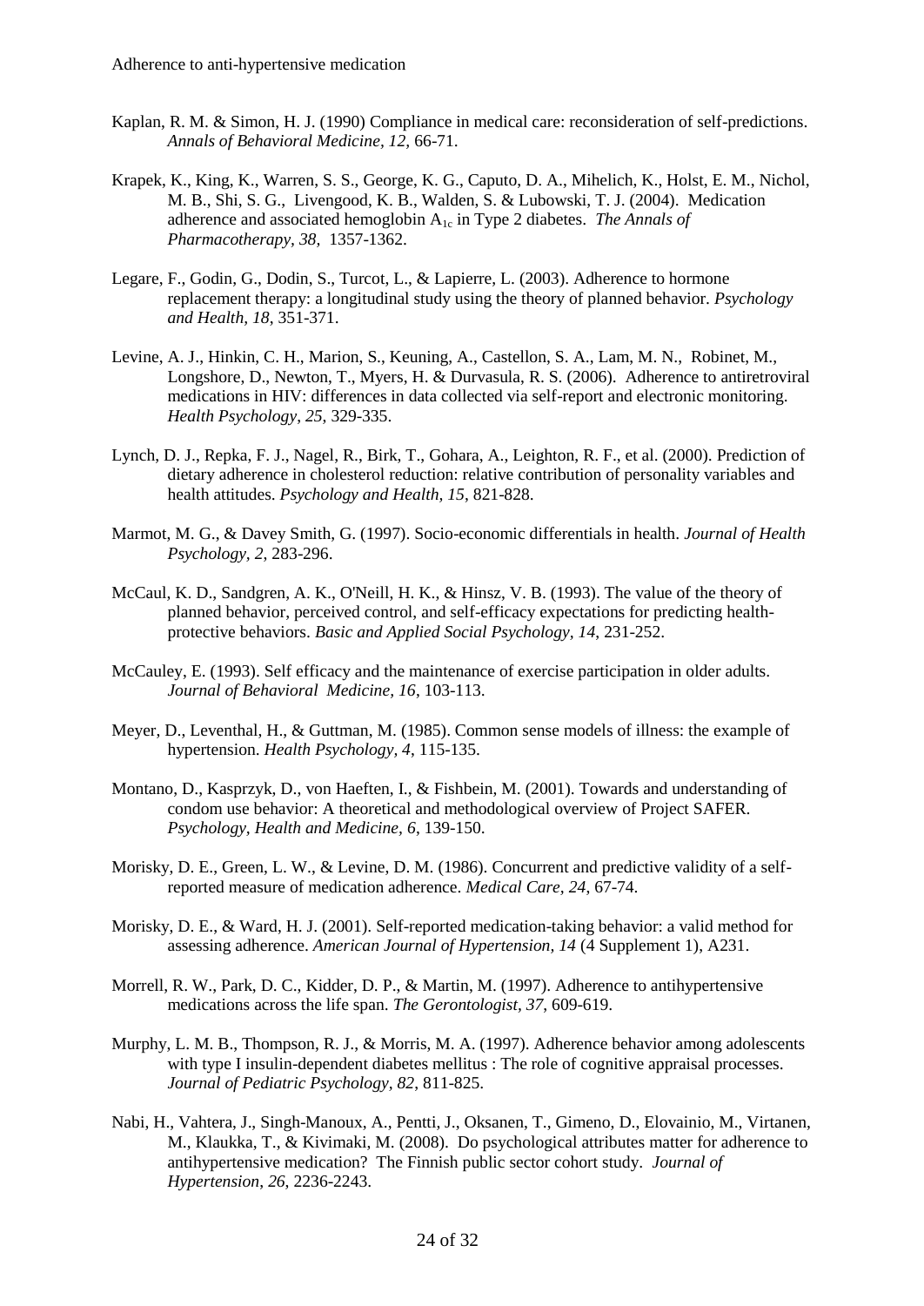Kaplan, R. M. & Simon, H. J. (1990) Compliance in medical care: reconsideration of self-predictions. *Annals of Behavioral Medicine, 12,* 66-71.

Krapek, K., King, K., Warren, S. S., George, K. G., Caputo, D. A., Mihelich, K., Holst, E. M., Nichol, M. B., Shi, S. G., Livengood, K. B., Walden, S. & Lubowski, T. J. (2004). Medication adherence and associated hemoglobin $A_{1c}$ in Type 2 diabetes. *The Annals of Pharmacotherapy, 38,* 1357-1362.

Legare, F., Godin, G., Dodin, S., Turcot, L., & Lapierre, L. (2003). Adherence to hormone replacement therapy: a longitudinal study using the theory of planned behavior. *Psychology and Health, 18*, 351-371.

Levine, A. J., Hinkin, C. H., Marion, S., Keuning, A., Castellon, S. A., Lam, M. N., Robinet, M., Longshore, D., Newton, T., Myers, H. & Durvasula, R. S. (2006). Adherence to antiretroviral medications in HIV: differences in data collected via self-report and electronic monitoring. *Health Psychology*, *25*, 329-335.

Lynch, D. J., Repka, F. J., Nagel, R., Birk, T., Gohara, A., Leighton, R. F., et al. (2000). Prediction of dietary adherence in cholesterol reduction: relative contribution of personality variables and health attitudes. *Psychology and Health, 15*, 821-828.

Marmot, M. G., & Davey Smith, G. (1997). Socio-economic differentials in health. *Journal of Health Psychology, 2,* 283-296.

McCaul, K. D., Sandgren, A. K., O'Neill, H. K., & Hinsz, V. B. (1993). The value of the theory of planned behavior, perceived control, and self-efficacy expectations for predicting health-protective behaviors. *Basic and Applied Social Psychology, 14,* 231-252.

McCauley, E. (1993). Self efficacy and the maintenance of exercise participation in older adults. *Journal of Behavioral Medicine, 16*, 103-113.

Meyer, D., Leventhal, H., & Guttman, M. (1985). Common sense models of illness: the example of hypertension. *Health Psychology, 4*, 115-135.

Montano, D., Kasprzyk, D., von Haeften, I., & Fishbein, M. (2001). Towards and understanding of condom use behavior: A theoretical and methodological overview of Project SAFER. *Psychology, Health and Medicine, 6*, 139-150.

Morisky, D. E., Green, L. W., & Levine, D. M. (1986). Concurrent and predictive validity of a self-reported measure of medication adherence. *Medical Care, 24*, 67-74.

Morisky, D. E., & Ward, H. J. (2001). Self-reported medication-taking behavior: a valid method for assessing adherence. *American Journal of Hypertension, 14* (4 Supplement 1), A231.

Morrell, R. W., Park, D. C., Kidder, D. P., & Martin, M. (1997). Adherence to antihypertensive medications across the life span. *The Gerontologist, 37*, 609-619.

Murphy, L. M. B., Thompson, R. J., & Morris, M. A. (1997). Adherence behavior among adolescents with type I insulin-dependent diabetes mellitus : The role of cognitive appraisal processes. *Journal of Pediatric Psychology, 82*, 811-825.

Nabi, H., Vahtera, J., Singh-Manoux, A., Pentti, J., Oksanen, T., Gimeno, D., Elovainio, M., Virtanen, M., Klaukka, T., & Kivimaki, M. (2008). Do psychological attributes matter for adherence to antihypertensive medication? The Finnish public sector cohort study. *Journal of Hypertension*, *26*, 2236-2243.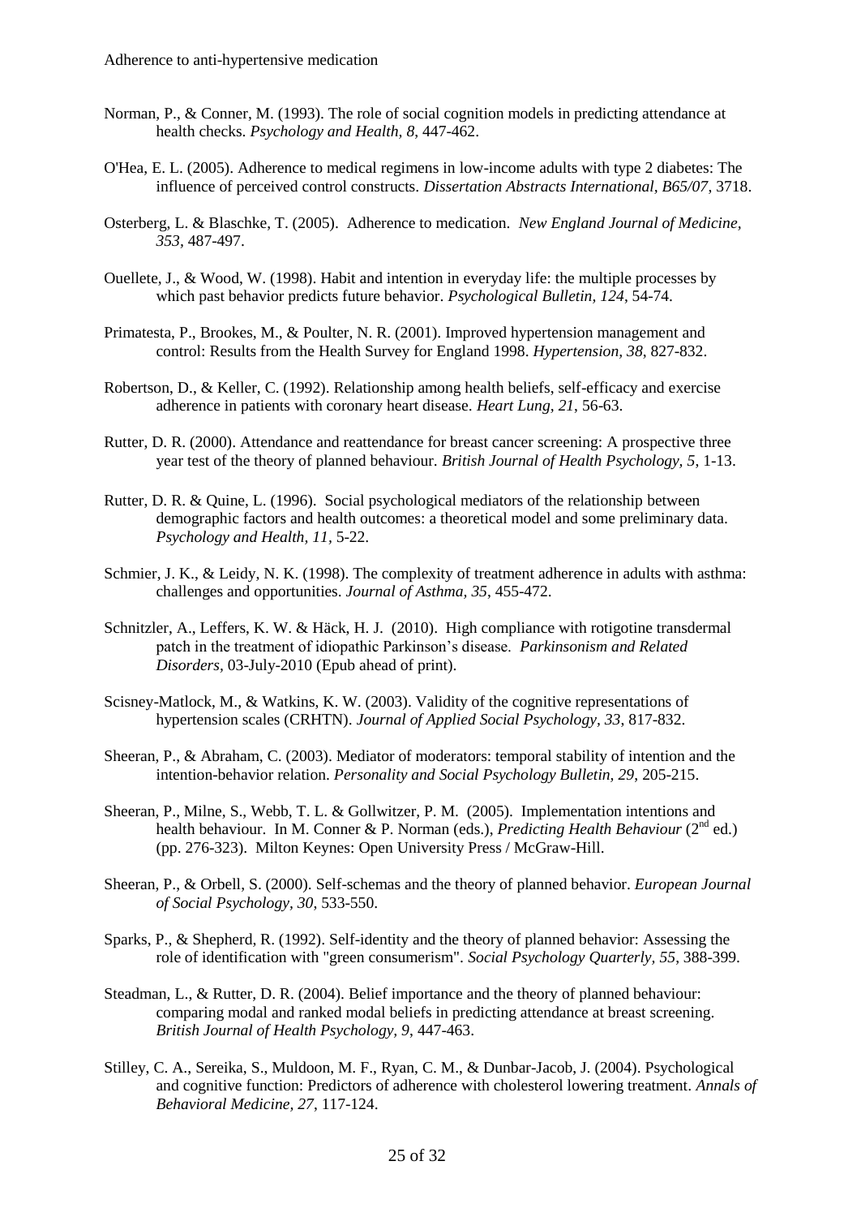Norman, P., & Conner, M. (1993). The role of social cognition models in predicting attendance at health checks. *Psychology and Health, 8*, 447-462.

O'Hea, E. L. (2005). Adherence to medical regimens in low-income adults with type 2 diabetes: The influence of perceived control constructs. *Dissertation Abstracts International, B65/07*, 3718.

Osterberg, L. & Blaschke, T. (2005). Adherence to medication. *New England Journal of Medicine, 353*, 487-497.

Ouellete, J., & Wood, W. (1998). Habit and intention in everyday life: the multiple processes by which past behavior predicts future behavior. *Psychological Bulletin, 124*, 54-74.

Primatesta, P., Brookes, M., & Poulter, N. R. (2001). Improved hypertension management and control: Results from the Health Survey for England 1998. *Hypertension, 38*, 827-832.

Robertson, D., & Keller, C. (1992). Relationship among health beliefs, self-efficacy and exercise adherence in patients with coronary heart disease. *Heart Lung, 21*, 56-63.

Rutter, D. R. (2000). Attendance and reattendance for breast cancer screening: A prospective three year test of the theory of planned behaviour. *British Journal of Health Psychology, 5*, 1-13.

Rutter, D. R. & Quine, L. (1996). Social psychological mediators of the relationship between demographic factors and health outcomes: a theoretical model and some preliminary data. *Psychology and Health, 11*, 5-22.

Schmier, J. K., & Leidy, N. K. (1998). The complexity of treatment adherence in adults with asthma: challenges and opportunities. *Journal of Asthma, 35*, 455-472.

Schnitzler, A., Leffers, K. W. & Häck, H. J. (2010). High compliance with rotigotine transdermal patch in the treatment of idiopathic Parkinson's disease. *Parkinsonism and Related Disorders*, 03-July-2010 (Epub ahead of print).

Scisney-Matlock, M., & Watkins, K. W. (2003). Validity of the cognitive representations of hypertension scales (CRHTN). *Journal of Applied Social Psychology, 33*, 817-832.

Sheeran, P., & Abraham, C. (2003). Mediator of moderators: temporal stability of intention and the intention-behavior relation. *Personality and Social Psychology Bulletin, 29*, 205-215.

Sheeran, P., Milne, S., Webb, T. L. & Gollwitzer, P. M. (2005). Implementation intentions and health behaviour. In M. Conner & P. Norman (eds.), *Predicting Health Behaviour* (2nd ed.) (pp. 276-323). Milton Keynes: Open University Press / McGraw-Hill.

Sheeran, P., & Orbell, S. (2000). Self-schemas and the theory of planned behavior. *European Journal of Social Psychology, 30*, 533-550.

Sparks, P., & Shepherd, R. (1992). Self-identity and the theory of planned behavior: Assessing the role of identification with "green consumerism". *Social Psychology Quarterly, 55*, 388-399.

Steadman, L., & Rutter, D. R. (2004). Belief importance and the theory of planned behaviour: comparing modal and ranked modal beliefs in predicting attendance at breast screening. *British Journal of Health Psychology, 9*, 447-463.

Stilley, C. A., Sereika, S., Muldoon, M. F., Ryan, C. M., & Dunbar-Jacob, J. (2004). Psychological and cognitive function: Predictors of adherence with cholesterol lowering treatment. *Annals of Behavioral Medicine, 27*, 117-124.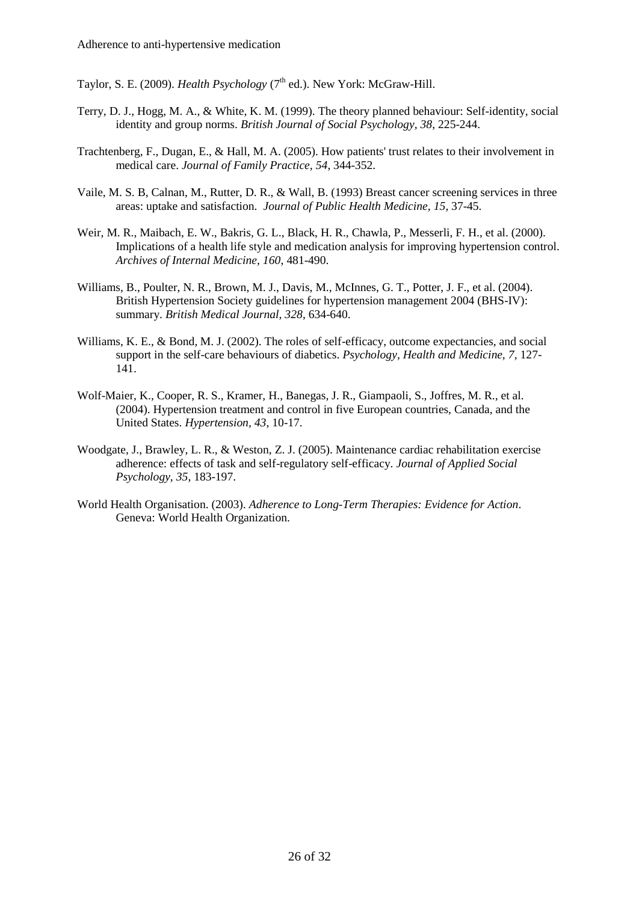Taylor, S. E. (2009). *Health Psychology* (7th ed.). New York: McGraw-Hill.

Terry, D. J., Hogg, M. A., & White, K. M. (1999). The theory planned behaviour: Self-identity, social identity and group norms. *British Journal of Social Psychology, 38*, 225-244.

Trachtenberg, F., Dugan, E., & Hall, M. A. (2005). How patients' trust relates to their involvement in medical care. *Journal of Family Practice, 54*, 344-352.

Vaile, M. S. B, Calnan, M., Rutter, D. R., & Wall, B. (1993) Breast cancer screening services in three areas: uptake and satisfaction. *Journal of Public Health Medicine, 15*, 37-45.

Weir, M. R., Maibach, E. W., Bakris, G. L., Black, H. R., Chawla, P., Messerli, F. H., et al. (2000). Implications of a health life style and medication analysis for improving hypertension control. *Archives of Internal Medicine, 160*, 481-490.

Williams, B., Poulter, N. R., Brown, M. J., Davis, M., McInnes, G. T., Potter, J. F., et al. (2004). British Hypertension Society guidelines for hypertension management 2004 (BHS-IV): summary. *British Medical Journal, 328*, 634-640.

Williams, K. E., & Bond, M. J. (2002). The roles of self-efficacy, outcome expectancies, and social support in the self-care behaviours of diabetics. *Psychology, Health and Medicine, 7*, 127-141.

Wolf-Maier, K., Cooper, R. S., Kramer, H., Banegas, J. R., Giampaoli, S., Joffres, M. R., et al. (2004). Hypertension treatment and control in five European countries, Canada, and the United States. *Hypertension, 43*, 10-17.

Woodgate, J., Brawley, L. R., & Weston, Z. J. (2005). Maintenance cardiac rehabilitation exercise adherence: effects of task and self-regulatory self-efficacy. *Journal of Applied Social Psychology, 35*, 183-197.

World Health Organisation. (2003). *Adherence to Long-Term Therapies: Evidence for Action*. Geneva: World Health Organization.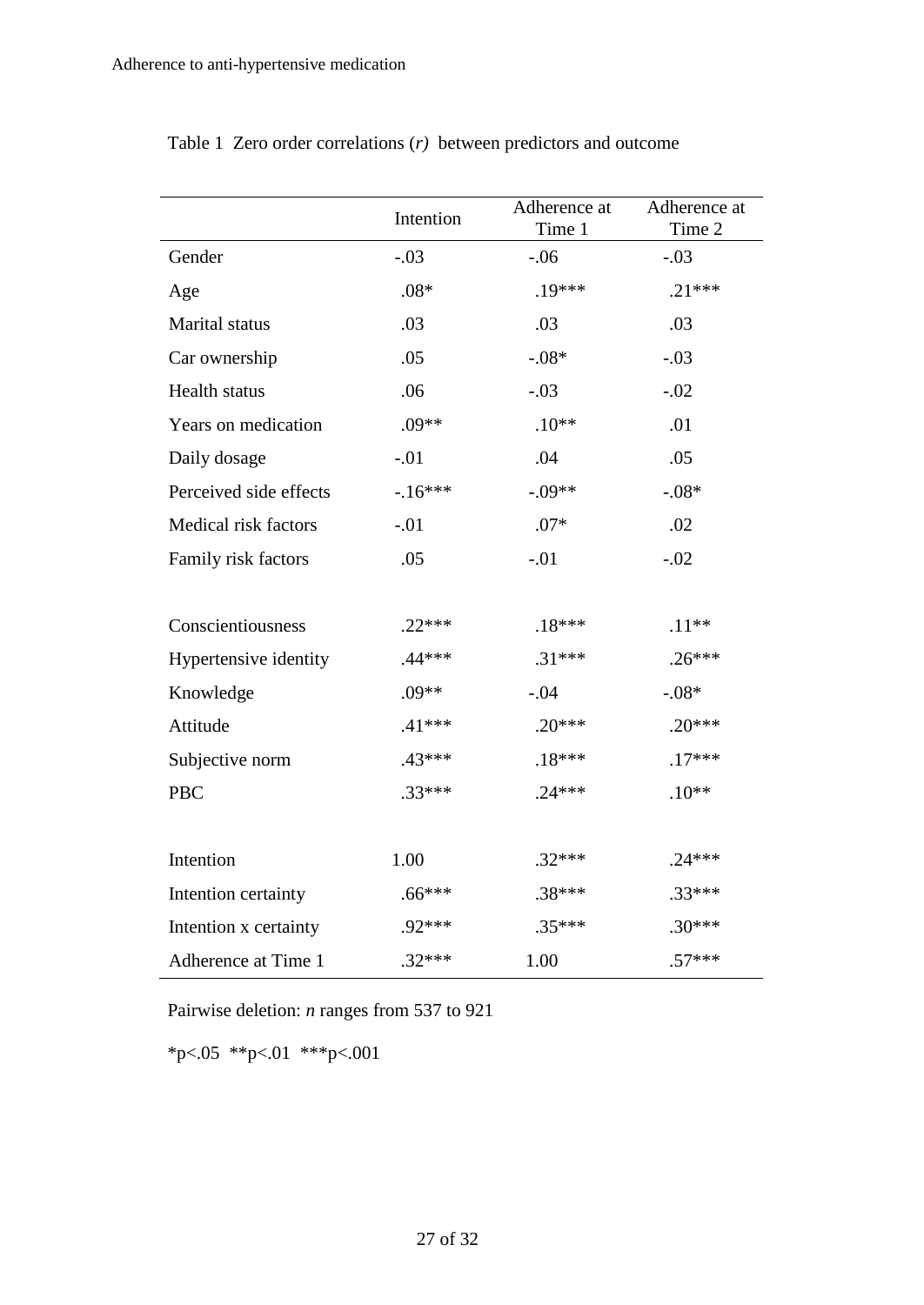Table 1 Zero order correlations (*r*) between predictors and outcome

| | Intention | Adherence at Time 1 | Adherence at Time 2 |
|---|---|---|---|
| Gender | -.03 | -.06 | -.03 |
| Age | .08* | .19*** | .21*** |
| Marital status | .03 | .03 | .03 |
| Car ownership | .05 | -.08* | -.03 |
| Health status | .06 | -.03 | -.02 |
| Years on medication | .09** | .10** | .01 |
| Daily dosage | -.01 | .04 | .05 |
| Perceived side effects | -.16*** | -.09** | -.08* |
| Medical risk factors | -.01 | .07* | .02 |
| Family risk factors | .05 | -.01 | -.02 |
| | | | |
| Conscientiousness | .22*** | .18*** | .11** |
| Hypertensive identity | .44*** | .31*** | .26*** |
| Knowledge | .09** | -.04 | -.08* |
| Attitude | .41*** | .20*** | .20*** |
| Subjective norm | .43*** | .18*** | .17*** |
| PBC | .33*** | .24*** | .10** |
| | | | |
| Intention | 1.00 | .32*** | .24*** |
| Intention certainty | .66*** | .38*** | .33*** |
| Intention x certainty | .92*** | .35*** | .30*** |
| Adherence at Time 1 | .32*** | 1.00 | .57*** |

Pairwise deletion: *n* ranges from 537 to 921

*p<.05 **p<.01 ***p<.001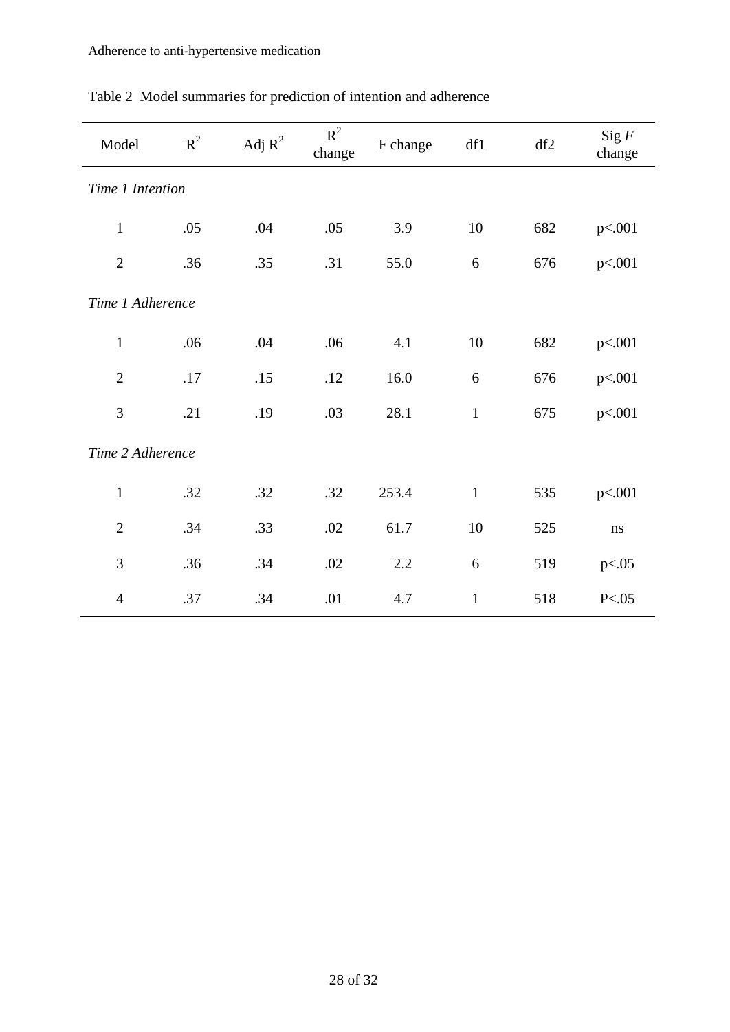Table 2 Model summaries for prediction of intention and adherence

| Model | $R^2$ | Adj $R^2$ | $R^2$ change | F change | df1 | df2 | Sig *F* change |
|---|---|---|---|---|---|---|---|
| *Time 1 Intention* | | | | | | | |
| 1 | .05 | .04 | .05 | 3.9 | 10 | 682 | p<.001 |
| 2 | .36 | .35 | .31 | 55.0 | 6 | 676 | p<.001 |
| *Time 1 Adherence* | | | | | | | |
| 1 | .06 | .04 | .06 | 4.1 | 10 | 682 | p<.001 |
| 2 | .17 | .15 | .12 | 16.0 | 6 | 676 | p<.001 |
| 3 | .21 | .19 | .03 | 28.1 | 1 | 675 | p<.001 |
| *Time 2 Adherence* | | | | | | | |
| 1 | .32 | .32 | .32 | 253.4 | 1 | 535 | p<.001 |
| 2 | .34 | .33 | .02 | 61.7 | 10 | 525 | ns |
| 3 | .36 | .34 | .02 | 2.2 | 6 | 519 | p<.05 |
| 4 | .37 | .34 | .01 | 4.7 | 1 | 518 | P<.05 |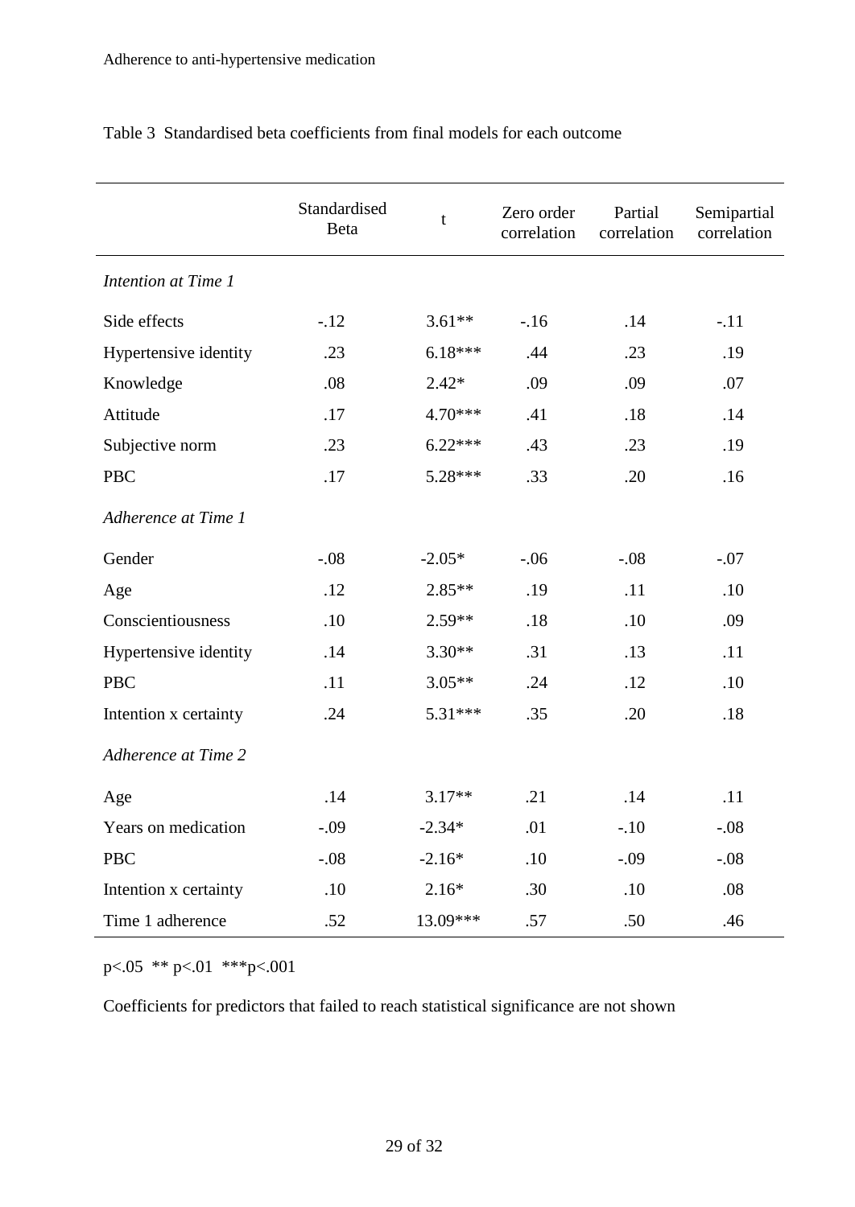Table 3 Standardised beta coefficients from final models for each outcome

| | Standardised Beta | t | Zero order correlation | Partial correlation | Semipartial correlation |
|---|---|---|---|---|---|
| *Intention at Time 1* | | | | | |
| Side effects | -.12 | 3.61** | -.16 | .14 | -.11 |
| Hypertensive identity | .23 | 6.18*** | .44 | .23 | .19 |
| Knowledge | .08 | 2.42* | .09 | .09 | .07 |
| Attitude | .17 | 4.70*** | .41 | .18 | .14 |
| Subjective norm | .23 | 6.22*** | .43 | .23 | .19 |
| PBC | .17 | 5.28*** | .33 | .20 | .16 |
| *Adherence at Time 1* | | | | | |
| Gender | -.08 | -2.05* | -.06 | -.08 | -.07 |
| Age | .12 | 2.85** | .19 | .11 | .10 |
| Conscientiousness | .10 | 2.59** | .18 | .10 | .09 |
| Hypertensive identity | .14 | 3.30** | .31 | .13 | .11 |
| PBC | .11 | 3.05** | .24 | .12 | .10 |
| Intention x certainty | .24 | 5.31*** | .35 | .20 | .18 |
| *Adherence at Time 2* | | | | | |
| Age | .14 | 3.17** | .21 | .14 | .11 |
| Years on medication | -.09 | -2.34* | .01 | -.10 | -.08 |
| PBC | -.08 | -2.16* | .10 | -.09 | -.08 |
| Intention x certainty | .10 | 2.16* | .30 | .10 | .08 |
| Time 1 adherence | .52 | 13.09*** | .57 | .50 | .46 |

p<.05 ** p<.01 ***p<.001

Coefficients for predictors that failed to reach statistical significance are not shown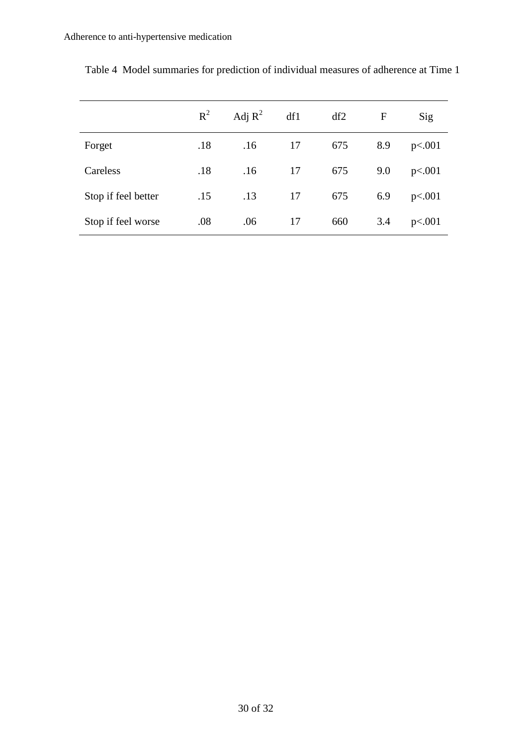Table 4 Model summaries for prediction of individual measures of adherence at Time 1

| | $R^2$ | Adj $R^2$ | df1 | df2 | F | Sig |
|---|---|---|---|---|---|---|
| Forget | .18 | .16 | 17 | 675 | 8.9 | p<.001 |
| Careless | .18 | .16 | 17 | 675 | 9.0 | p<.001 |
| Stop if feel better | .15 | .13 | 17 | 675 | 6.9 | p<.001 |
| Stop if feel worse | .08 | .06 | 17 | 660 | 3.4 | p<.001 |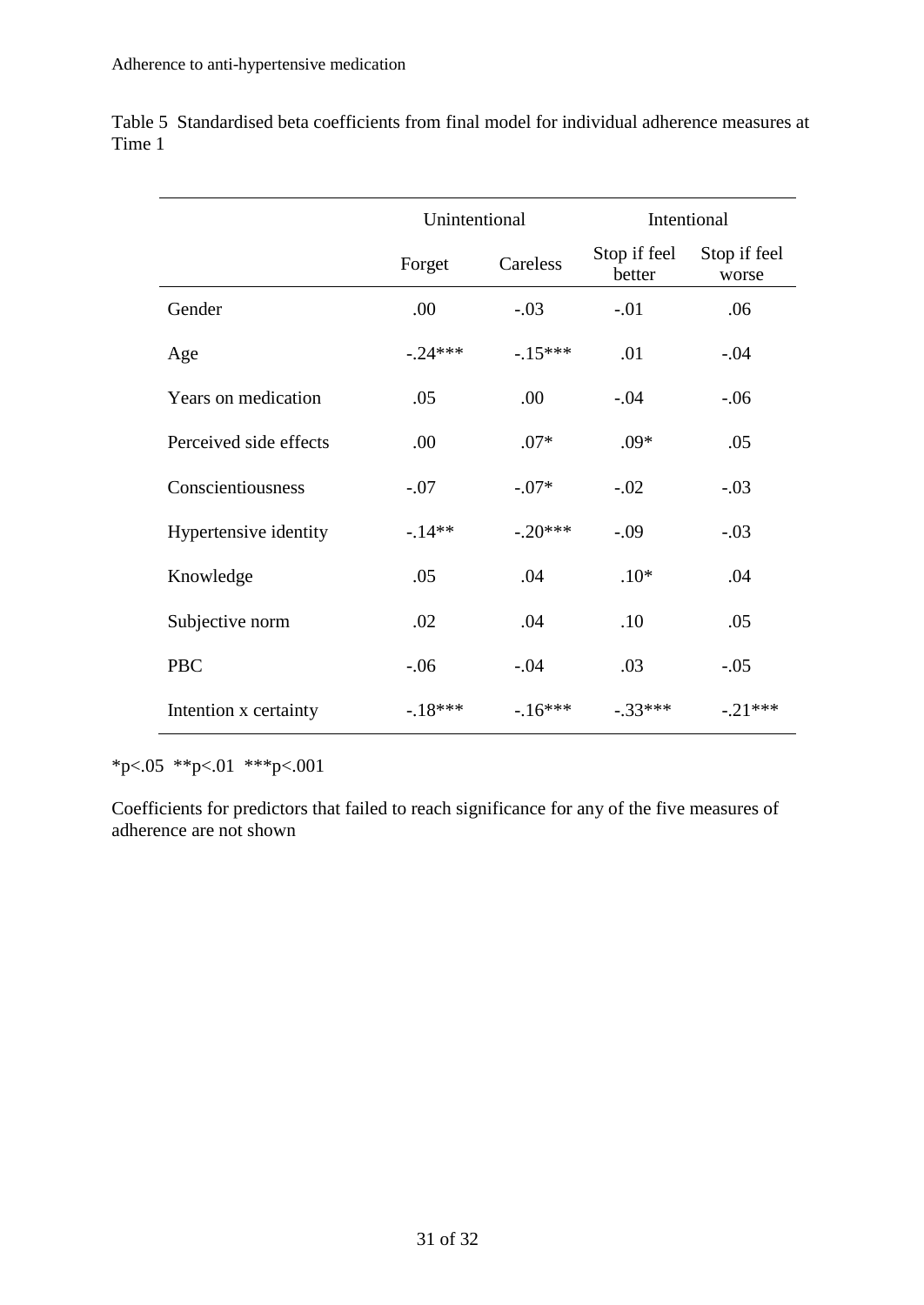Table 5 Standardised beta coefficients from final model for individual adherence measures at Time 1

| | Unintentional | | Intentional | |
|---|---|---|---|---|
| | Forget | Careless | Stop if feel better | Stop if feel worse |
| Gender | .00 | -.03 | -.01 | .06 |
| Age | -.24*** | -.15*** | .01 | -.04 |
| Years on medication | .05 | .00 | -.04 | -.06 |
| Perceived side effects | .00 | .07* | .09* | .05 |
| Conscientiousness | -.07 | -.07* | -.02 | -.03 |
| Hypertensive identity | -.14** | -.20*** | -.09 | -.03 |
| Knowledge | .05 | .04 | .10* | .04 |
| Subjective norm | .02 | .04 | .10 | .05 |
| PBC | -.06 | -.04 | .03 | -.05 |
| Intention x certainty | -.18*** | -.16*** | -.33*** | -.21*** |

*p<.05 **p<.01 ***p<.001

Coefficients for predictors that failed to reach significance for any of the five measures of adherence are not shown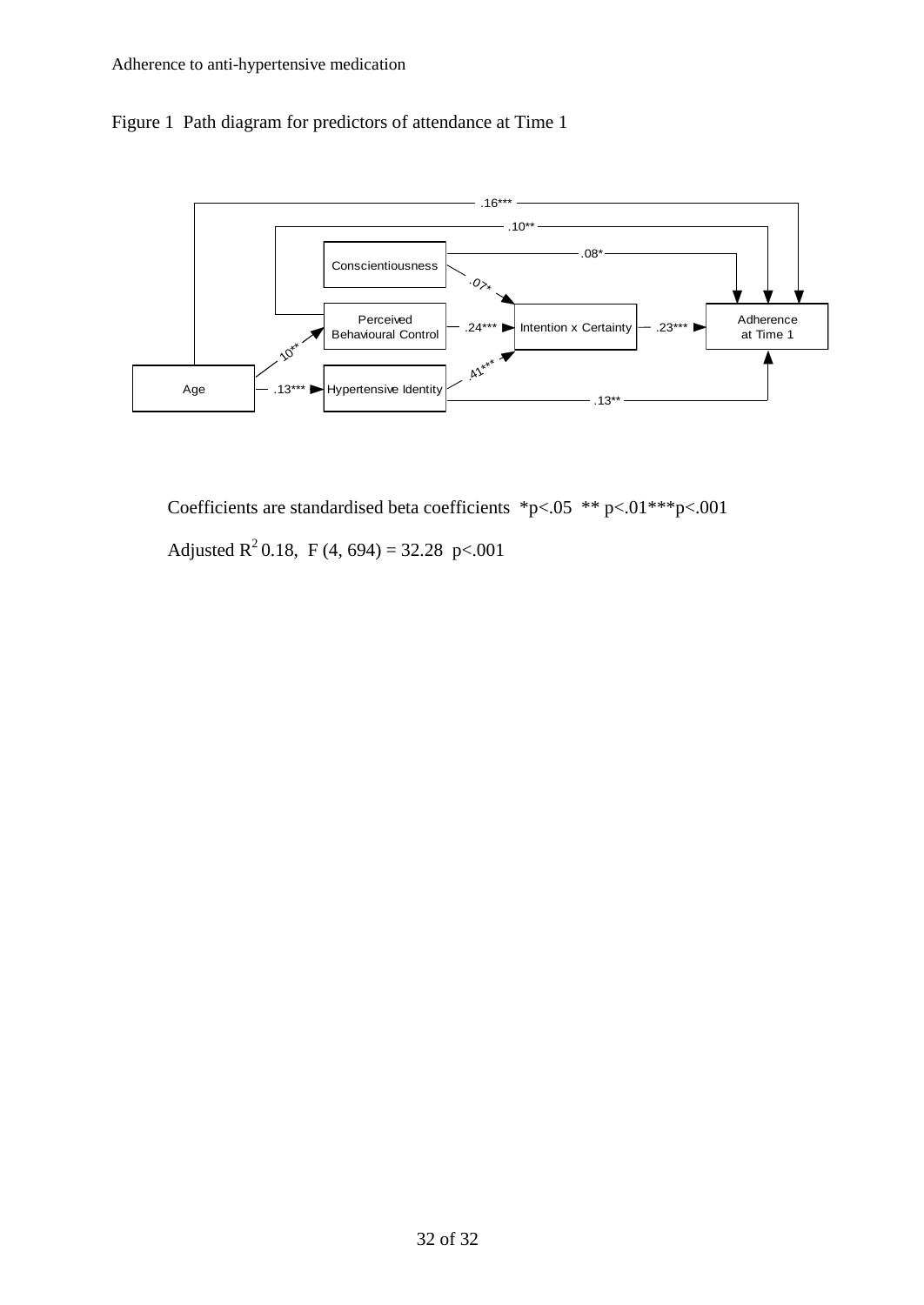Figure 1 Path diagram for predictors of attendance at Time 1

.16***

.10**

.08*

Conscientiousness

.07*

Perceived Behavioural Control

.24***

Intention x Certainty

.23***

Adherence at Time 1

.10**

.41***

Age

.13***

Hypertensive Identity

.13**

Coefficients are standardised beta coefficients *p<.05 ** p<.01***p<.001

Adjusted $R^2$ 0.18, $F(4, 694) = 32.28$ $p<.001$